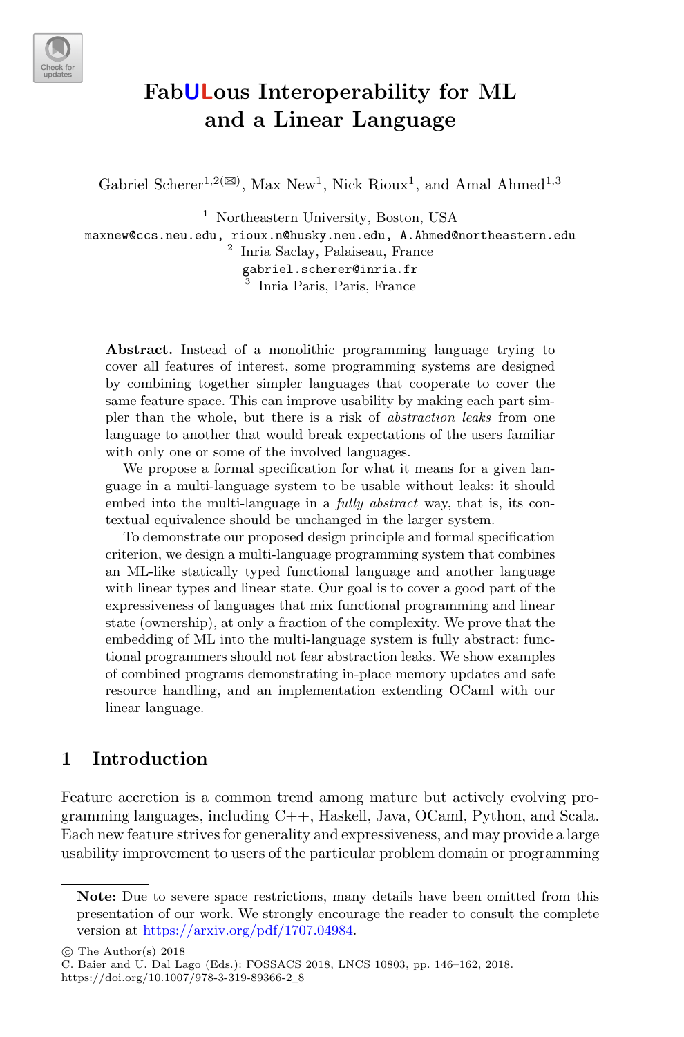# FabULous Interoperability for ML and a Linear Language

Gabriel Scherer[1,2(✉)], Max New[1], Nick Rioux[1], and Amal Ahmed[1,3]

[1] Northeastern University, Boston, USA
maxnew@ccs.neu.edu, rioux.n@husky.neu.edu, A.Ahmed@northeastern.edu

[2] Inria Saclay, Palaiseau, France
gabriel.scherer@inria.fr

[3] Inria Paris, Paris, France

**Abstract.** Instead of a monolithic programming language trying to cover all features of interest, some programming systems are designed by combining together simpler languages that cooperate to cover the same feature space. This can improve usability by making each part simpler than the whole, but there is a risk of *abstraction leaks* from one language to another that would break expectations of the users familiar with only one or some of the involved languages.

We propose a formal specification for what it means for a given language in a multi-language system to be usable without leaks: it should embed into the multi-language in a *fully abstract* way, that is, its contextual equivalence should be unchanged in the larger system.

To demonstrate our proposed design principle and formal specification criterion, we design a multi-language programming system that combines an ML-like statically typed functional language and another language with linear types and linear state. Our goal is to cover a good part of the expressiveness of languages that mix functional programming and linear state (ownership), at only a fraction of the complexity. We prove that the embedding of ML into the multi-language system is fully abstract: functional programmers should not fear abstraction leaks. We show examples of combined programs demonstrating in-place memory updates and safe resource handling, and an implementation extending OCaml with our linear language.

## 1 Introduction

Feature accretion is a common trend among mature but actively evolving programming languages, including C++, Haskell, Java, OCaml, Python, and Scala. Each new feature strives for generality and expressiveness, and may provide a large usability improvement to users of the particular problem domain or programming

**Note:** Due to severe space restrictions, many details have been omitted from this presentation of our work. We strongly encourage the reader to consult the complete version at https://arxiv.org/pdf/1707.04984.

© The Author(s) 2018
C. Baier and U. Dal Lago (Eds.): FOSSACS 2018, LNCS 10803, pp. 146–162, 2018.
https://doi.org/10.1007/978-3-319-89366-2_8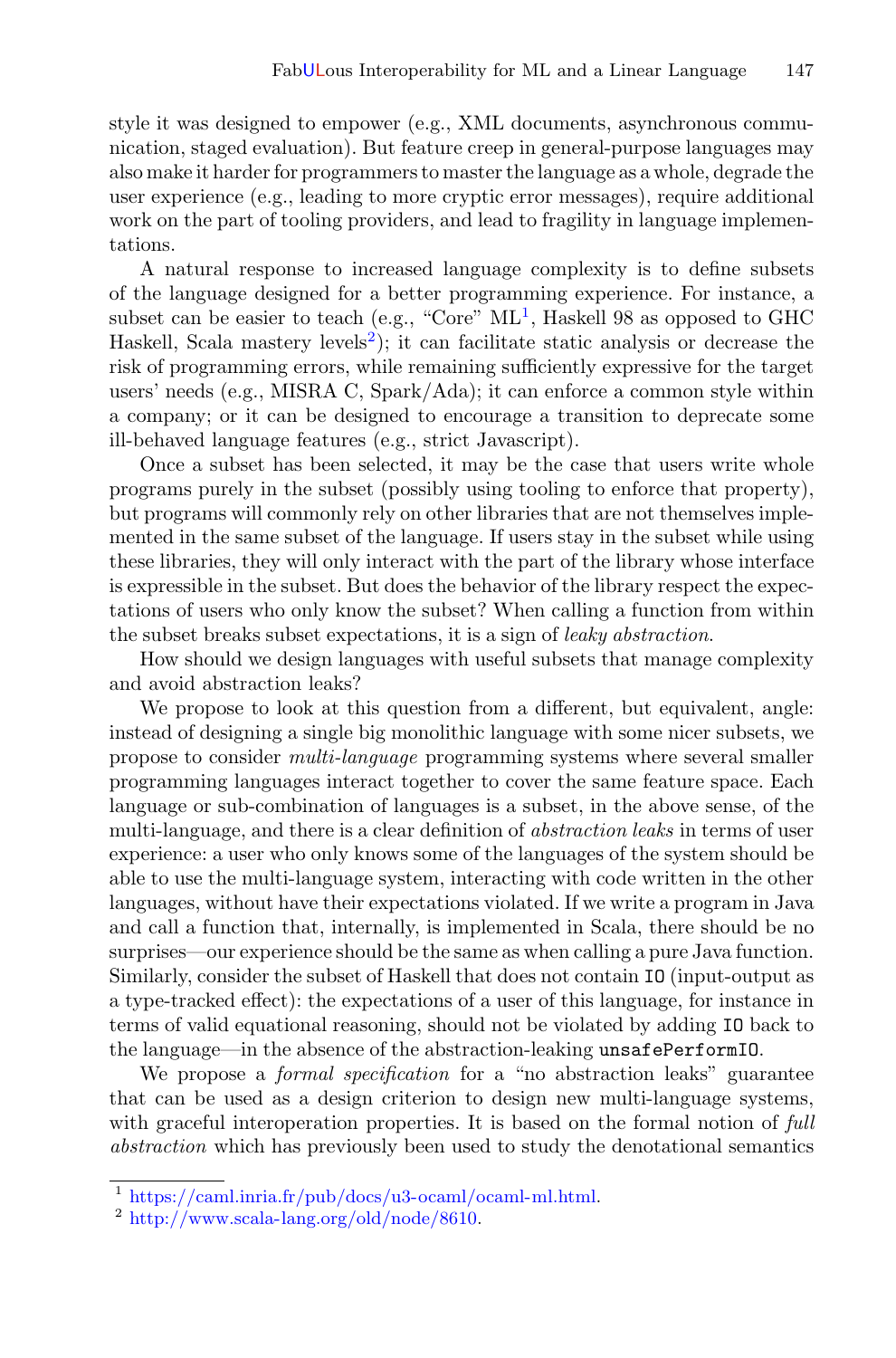style it was designed to empower (e.g., XML documents, asynchronous communication, staged evaluation). But feature creep in general-purpose languages may also make it harder for programmers to master the language as a whole, degrade the user experience (e.g., leading to more cryptic error messages), require additional work on the part of tooling providers, and lead to fragility in language implementations.

A natural response to increased language complexity is to define subsets of the language designed for a better programming experience. For instance, a subset can be easier to teach (e.g., "Core" ML[1], Haskell 98 as opposed to GHC Haskell, Scala mastery levels[2]); it can facilitate static analysis or decrease the risk of programming errors, while remaining sufficiently expressive for the target users' needs (e.g., MISRA C, Spark/Ada); it can enforce a common style within a company; or it can be designed to encourage a transition to deprecate some ill-behaved language features (e.g., strict Javascript).

Once a subset has been selected, it may be the case that users write whole programs purely in the subset (possibly using tooling to enforce that property), but programs will commonly rely on other libraries that are not themselves implemented in the same subset of the language. If users stay in the subset while using these libraries, they will only interact with the part of the library whose interface is expressible in the subset. But does the behavior of the library respect the expectations of users who only know the subset? When calling a function from within the subset breaks subset expectations, it is a sign of *leaky abstraction*.

How should we design languages with useful subsets that manage complexity and avoid abstraction leaks?

We propose to look at this question from a different, but equivalent, angle: instead of designing a single big monolithic language with some nicer subsets, we propose to consider *multi-language* programming systems where several smaller programming languages interact together to cover the same feature space. Each language or sub-combination of languages is a subset, in the above sense, of the multi-language, and there is a clear definition of *abstraction leaks* in terms of user experience: a user who only knows some of the languages of the system should be able to use the multi-language system, interacting with code written in the other languages, without have their expectations violated. If we write a program in Java and call a function that, internally, is implemented in Scala, there should be no surprises—our experience should be the same as when calling a pure Java function. Similarly, consider the subset of Haskell that does not contain `IO` (input-output as a type-tracked effect): the expectations of a user of this language, for instance in terms of valid equational reasoning, should not be violated by adding `IO` back to the language—in the absence of the abstraction-leaking `unsafePerformIO`.

We propose a *formal specification* for a "no abstraction leaks" guarantee that can be used as a design criterion to design new multi-language systems, with graceful interoperation properties. It is based on the formal notion of *full abstraction* which has previously been used to study the denotational semantics

[1] https://caml.inria.fr/pub/docs/u3-ocaml/ocaml-ml.html.

[2] http://www.scala-lang.org/old/node/8610.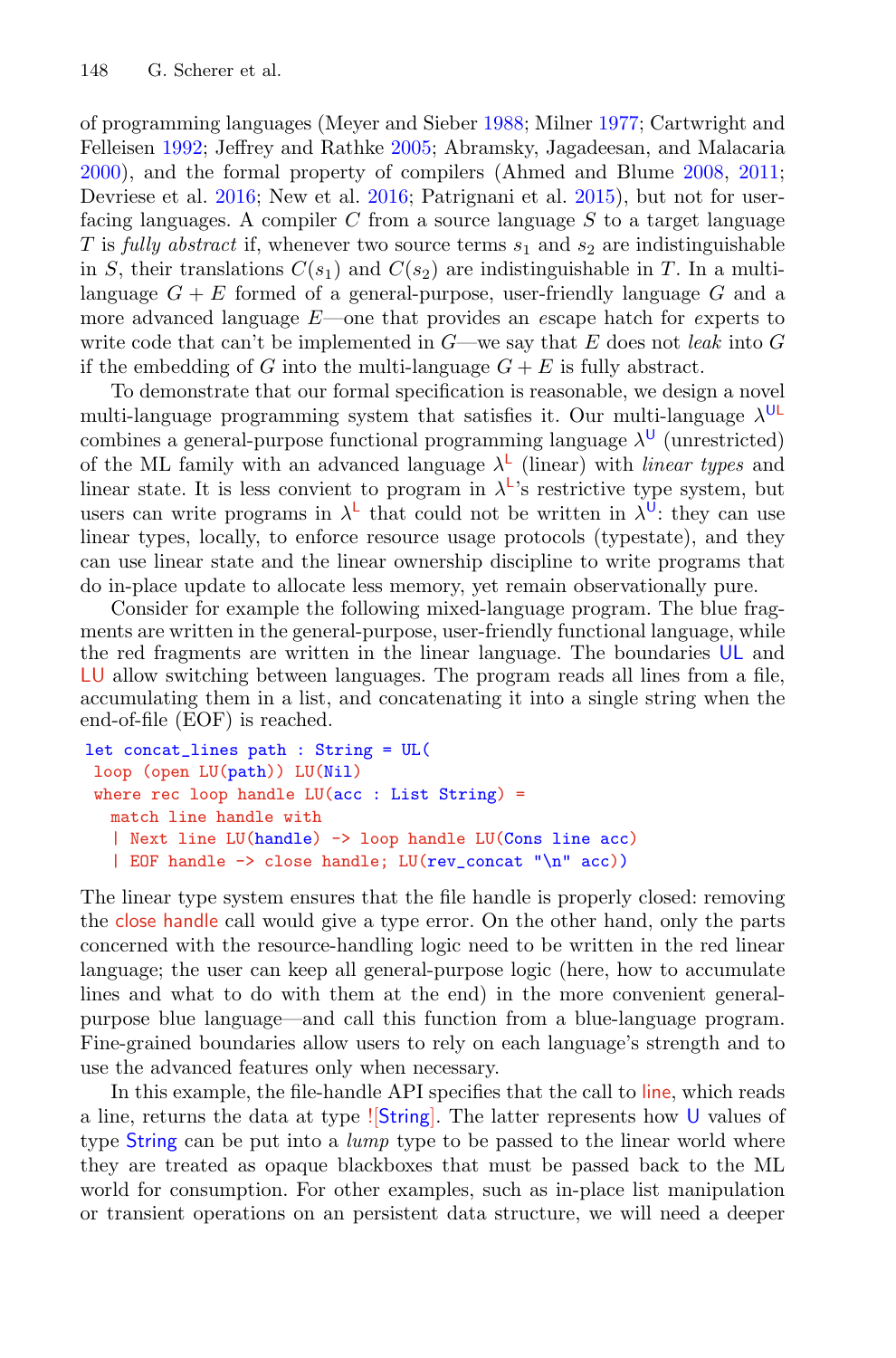of programming languages (Meyer and Sieber 1988; Milner 1977; Cartwright and Felleisen 1992; Jeffrey and Rathke 2005; Abramsky, Jagadeesan, and Malacaria 2000), and the formal property of compilers (Ahmed and Blume 2008, 2011; Devriese et al. 2016; New et al. 2016; Patrignani et al. 2015), but not for user-facing languages. A compiler $C$ from a source language $S$ to a target language $T$ is *fully abstract* if, whenever two source terms $s_1$ and $s_2$ are indistinguishable in $S$, their translations $C(s_1)$ and $C(s_2)$ are indistinguishable in $T$. In a multi-language $G + E$ formed of a general-purpose, user-friendly language $G$ and a more advanced language $E$—one that provides an *e*scape hatch for *e*xperts to write code that can't be implemented in $G$—we say that $E$ does not *leak* into $G$ if the embedding of $G$ into the multi-language $G + E$ is fully abstract.

To demonstrate that our formal specification is reasonable, we design a novel multi-language programming system that satisfies it. Our multi-language $\lambda^{\mathsf{UL}}$ combines a general-purpose functional programming language $\lambda^{\mathsf{U}}$ (unrestricted) of the ML family with an advanced language $\lambda^{\mathsf{L}}$ (linear) with *linear types* and linear state. It is less convient to program in $\lambda^{\mathsf{L}}$'s restrictive type system, but users can write programs in $\lambda^{\mathsf{L}}$ that could not be written in $\lambda^{\mathsf{U}}$: they can use linear types, locally, to enforce resource usage protocols (typestate), and they can use linear state and the linear ownership discipline to write programs that do in-place update to allocate less memory, yet remain observationally pure.

Consider for example the following mixed-language program. The blue fragments are written in the general-purpose, user-friendly functional language, while the red fragments are written in the linear language. The boundaries UL and LU allow switching between languages. The program reads all lines from a file, accumulating them in a list, and concatenating it into a single string when the end-of-file (EOF) is reached.

```
let concat_lines path : String = UL(
  loop (open LU(path)) LU(Nil)
  where rec loop handle LU(acc : List String) =
    match line handle with
    | Next line LU(handle) -> loop handle LU(Cons line acc)
    | EOF handle -> close handle; LU(rev_concat "\n" acc))
```

The linear type system ensures that the file handle is properly closed: removing the close handle call would give a type error. On the other hand, only the parts concerned with the resource-handling logic need to be written in the red linear language; the user can keep all general-purpose logic (here, how to accumulate lines and what to do with them at the end) in the more convenient general-purpose blue language—and call this function from a blue-language program. Fine-grained boundaries allow users to rely on each language's strength and to use the advanced features only when necessary.

In this example, the file-handle API specifies that the call to line, which reads a line, returns the data at type ![String]. The latter represents how U values of type String can be put into a *lump* type to be passed to the linear world where they are treated as opaque blackboxes that must be passed back to the ML world for consumption. For other examples, such as in-place list manipulation or transient operations on an persistent data structure, we will need a deeper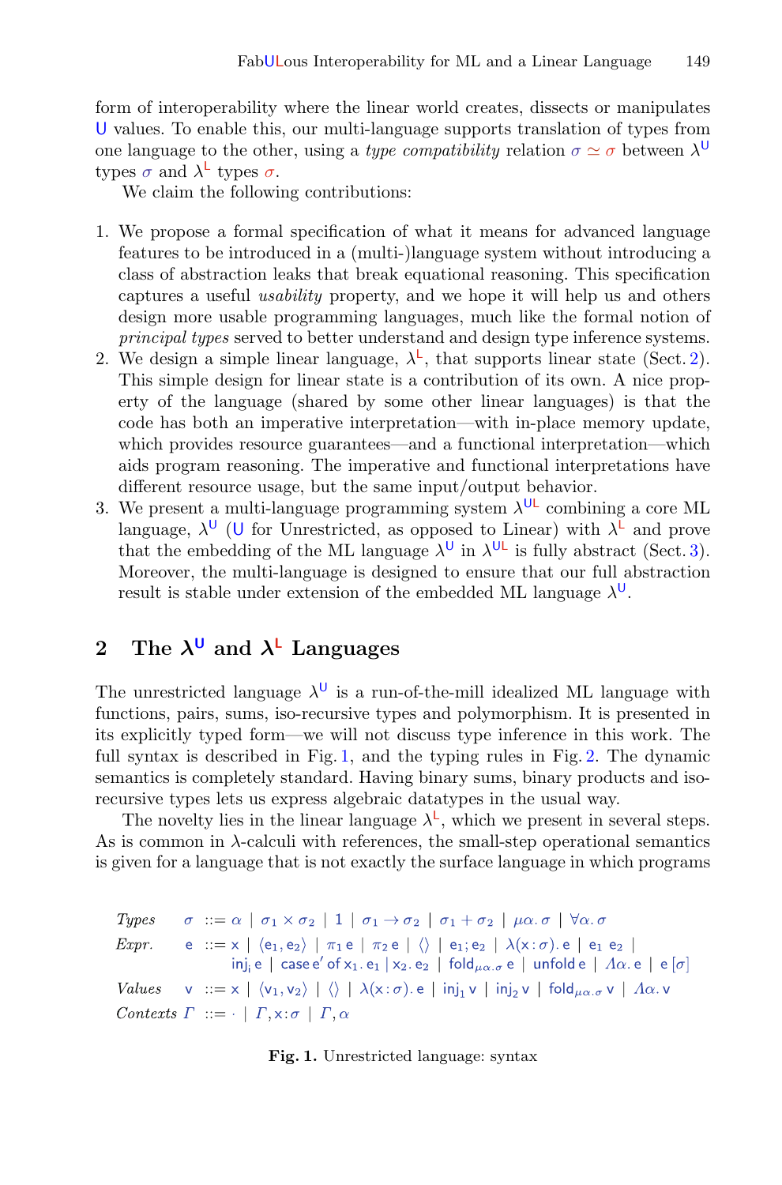form of interoperability where the linear world creates, dissects or manipulates $\mathsf{U}$ values. To enable this, our multi-language supports translation of types from one language to the other, using a *type compatibility* relation $\sigma \simeq \sigma$ between $\lambda^{\mathsf{U}}$ types $\sigma$ and $\lambda^{\mathsf{L}}$ types $\sigma$.

We claim the following contributions:

1. We propose a formal specification of what it means for advanced language features to be introduced in a (multi-)language system without introducing a class of abstraction leaks that break equational reasoning. This specification captures a useful *usability* property, and we hope it will help us and others design more usable programming languages, much like the formal notion of *principal types* served to better understand and design type inference systems.
2. We design a simple linear language, $\lambda^{\mathsf{L}}$, that supports linear state (Sect. 2). This simple design for linear state is a contribution of its own. A nice property of the language (shared by some other linear languages) is that the code has both an imperative interpretation—with in-place memory update, which provides resource guarantees—and a functional interpretation—which aids program reasoning. The imperative and functional interpretations have different resource usage, but the same input/output behavior.
3. We present a multi-language programming system $\lambda^{\mathsf{UL}}$ combining a core ML language, $\lambda^{\mathsf{U}}$ ($\mathsf{U}$ for Unrestricted, as opposed to Linear) with $\lambda^{\mathsf{L}}$ and prove that the embedding of the ML language $\lambda^{\mathsf{U}}$ in $\lambda^{\mathsf{UL}}$ is fully abstract (Sect. 3). Moreover, the multi-language is designed to ensure that our full abstraction result is stable under extension of the embedded ML language $\lambda^{\mathsf{U}}$.

## 2 The $\lambda^{\mathsf{U}}$ and $\lambda^{\mathsf{L}}$ Languages

The unrestricted language $\lambda^{\mathsf{U}}$ is a run-of-the-mill idealized ML language with functions, pairs, sums, iso-recursive types and polymorphism. It is presented in its explicitly typed form—we will not discuss type inference in this work. The full syntax is described in Fig. 1, and the typing rules in Fig. 2. The dynamic semantics is completely standard. Having binary sums, binary products and iso-recursive types lets us express algebraic datatypes in the usual way.

The novelty lies in the linear language $\lambda^{\mathsf{L}}$, which we present in several steps. As is common in $\lambda$-calculi with references, the small-step operational semantics is given for a language that is not exactly the surface language in which programs

$$
\begin{array}{llcl}
\textit{Types} & \sigma & ::= & \alpha \mid \sigma_1 \times \sigma_2 \mid 1 \mid \sigma_1 \to \sigma_2 \mid \sigma_1 + \sigma_2 \mid \mu\alpha.\,\sigma \mid \forall\alpha.\,\sigma \\
\textit{Expr.} & \mathsf{e} & ::= & \mathsf{x} \mid \langle \mathsf{e}_1, \mathsf{e}_2 \rangle \mid \pi_1\,\mathsf{e} \mid \pi_2\,\mathsf{e} \mid \langle\rangle \mid \mathsf{e}_1; \mathsf{e}_2 \mid \lambda(\mathsf{x}:\sigma).\,\mathsf{e} \mid \mathsf{e}_1\ \mathsf{e}_2 \mid \\
 & & & \mathsf{inj_i}\,\mathsf{e} \mid \mathsf{case}\,\mathsf{e}'\,\mathsf{of}\,\mathsf{x}_1.\,\mathsf{e}_1 \mid \mathsf{x}_2.\,\mathsf{e}_2 \mid \mathsf{fold}_{\mu\alpha.\sigma}\,\mathsf{e} \mid \mathsf{unfold}\,\mathsf{e} \mid \Lambda\alpha.\,\mathsf{e} \mid \mathsf{e}\,[\sigma] \\
\textit{Values} & \mathsf{v} & ::= & \mathsf{x} \mid \langle \mathsf{v}_1, \mathsf{v}_2 \rangle \mid \langle\rangle \mid \lambda(\mathsf{x}:\sigma).\,\mathsf{e} \mid \mathsf{inj_1}\,\mathsf{v} \mid \mathsf{inj_2}\,\mathsf{v} \mid \mathsf{fold}_{\mu\alpha.\sigma}\,\mathsf{v} \mid \Lambda\alpha.\,\mathsf{v} \\
\textit{Contexts} & \Gamma & ::= & \cdot \mid \Gamma, \mathsf{x}:\sigma \mid \Gamma, \alpha
\end{array}
$$

**Fig. 1.** Unrestricted language: syntax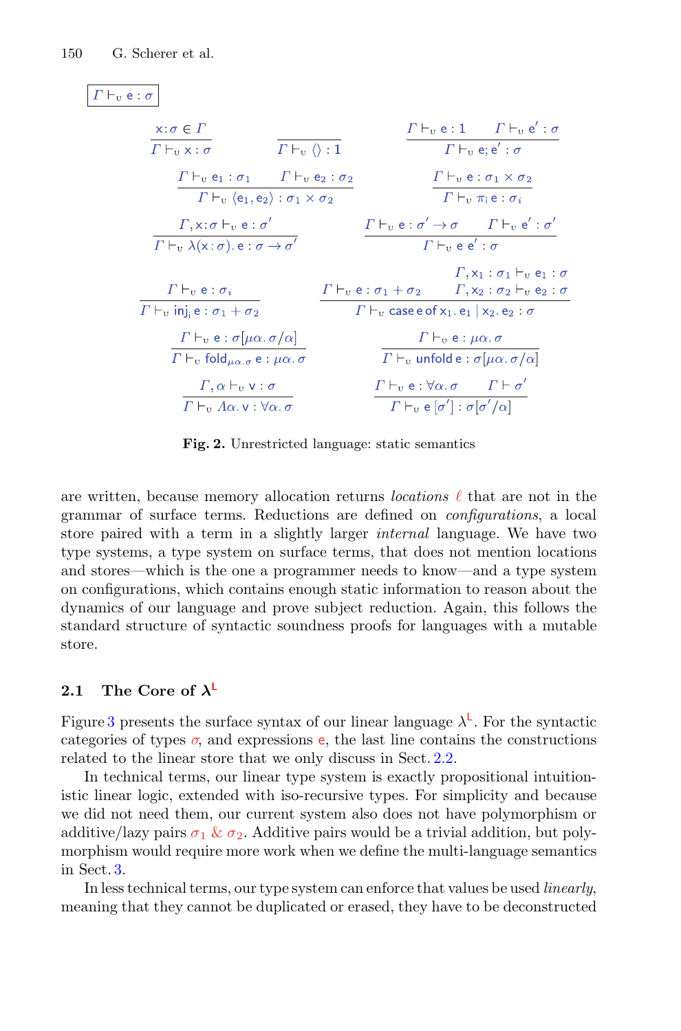$\boxed{\Gamma \vdash_{\mathsf{U}} \mathsf{e} : \sigma}$

$$\frac{\mathsf{x}{:}\sigma \in \Gamma}{\Gamma \vdash_{\mathsf{U}} \mathsf{x} : \sigma} \qquad \frac{}{\Gamma \vdash_{\mathsf{U}} \langle\rangle : 1} \qquad \frac{\Gamma \vdash_{\mathsf{U}} \mathsf{e} : 1 \qquad \Gamma \vdash_{\mathsf{U}} \mathsf{e}' : \sigma}{\Gamma \vdash_{\mathsf{U}} \mathsf{e}; \mathsf{e}' : \sigma}$$

$$\frac{\Gamma \vdash_{\mathsf{U}} \mathsf{e}_1 : \sigma_1 \qquad \Gamma \vdash_{\mathsf{U}} \mathsf{e}_2 : \sigma_2}{\Gamma \vdash_{\mathsf{U}} \langle \mathsf{e}_1, \mathsf{e}_2 \rangle : \sigma_1 \times \sigma_2} \qquad \frac{\Gamma \vdash_{\mathsf{U}} \mathsf{e} : \sigma_1 \times \sigma_2}{\Gamma \vdash_{\mathsf{U}} \pi_i\, \mathsf{e} : \sigma_i}$$

$$\frac{\Gamma, \mathsf{x}{:}\sigma \vdash_{\mathsf{U}} \mathsf{e} : \sigma'}{\Gamma \vdash_{\mathsf{U}} \lambda(\mathsf{x}{:}\sigma).\, \mathsf{e} : \sigma \to \sigma'} \qquad \frac{\Gamma \vdash_{\mathsf{U}} \mathsf{e} : \sigma' \to \sigma \qquad \Gamma \vdash_{\mathsf{U}} \mathsf{e}' : \sigma'}{\Gamma \vdash_{\mathsf{U}} \mathsf{e}\ \mathsf{e}' : \sigma}$$

$$\frac{\Gamma \vdash_{\mathsf{U}} \mathsf{e} : \sigma_i}{\Gamma \vdash_{\mathsf{U}} \mathsf{inj}_i\, \mathsf{e} : \sigma_1 + \sigma_2} \qquad \frac{\Gamma \vdash_{\mathsf{U}} \mathsf{e} : \sigma_1 + \sigma_2 \qquad \begin{array}{c}\Gamma, \mathsf{x}_1 : \sigma_1 \vdash_{\mathsf{U}} \mathsf{e}_1 : \sigma \\ \Gamma, \mathsf{x}_2 : \sigma_2 \vdash_{\mathsf{U}} \mathsf{e}_2 : \sigma\end{array}}{\Gamma \vdash_{\mathsf{U}} \mathsf{case}\, \mathsf{e}\, \mathsf{of}\, \mathsf{x}_1.\, \mathsf{e}_1 \mid \mathsf{x}_2.\, \mathsf{e}_2 : \sigma}$$

$$\frac{\Gamma \vdash_{\mathsf{U}} \mathsf{e} : \sigma[\mu\alpha.\, \sigma/\alpha]}{\Gamma \vdash_{\mathsf{U}} \mathsf{fold}_{\mu\alpha.\sigma}\, \mathsf{e} : \mu\alpha.\, \sigma} \qquad \frac{\Gamma \vdash_{\mathsf{U}} \mathsf{e} : \mu\alpha.\, \sigma}{\Gamma \vdash_{\mathsf{U}} \mathsf{unfold}\, \mathsf{e} : \sigma[\mu\alpha.\, \sigma/\alpha]}$$

$$\frac{\Gamma, \alpha \vdash_{\mathsf{U}} \mathsf{v} : \sigma}{\Gamma \vdash_{\mathsf{U}} \Lambda\alpha.\, \mathsf{v} : \forall\alpha.\, \sigma} \qquad \frac{\Gamma \vdash_{\mathsf{U}} \mathsf{e} : \forall\alpha.\, \sigma \qquad \Gamma \vdash \sigma'}{\Gamma \vdash_{\mathsf{U}} \mathsf{e}\,[\sigma'] : \sigma[\sigma'/\alpha]}$$

**Fig. 2.** Unrestricted language: static semantics

are written, because memory allocation returns *locations* $\ell$ that are not in the grammar of surface terms. Reductions are defined on *configurations*, a local store paired with a term in a slightly larger *internal* language. We have two type systems, a type system on surface terms, that does not mention locations and stores—which is the one a programmer needs to know—and a type system on configurations, which contains enough static information to reason about the dynamics of our language and prove subject reduction. Again, this follows the standard structure of syntactic soundness proofs for languages with a mutable store.

### 2.1 The Core of $\lambda^{\mathsf{L}}$

Figure 3 presents the surface syntax of our linear language $\lambda^{\mathsf{L}}$. For the syntactic categories of types $\sigma$, and expressions $\mathsf{e}$, the last line contains the constructions related to the linear store that we only discuss in Sect. 2.2.

In technical terms, our linear type system is exactly propositional intuitionistic linear logic, extended with iso-recursive types. For simplicity and because we did not need them, our current system also does not have polymorphism or additive/lazy pairs $\sigma_1 \,\&\, \sigma_2$. Additive pairs would be a trivial addition, but polymorphism would require more work when we define the multi-language semantics in Sect. 3.

In less technical terms, our type system can enforce that values be used *linearly*, meaning that they cannot be duplicated or erased, they have to be deconstructed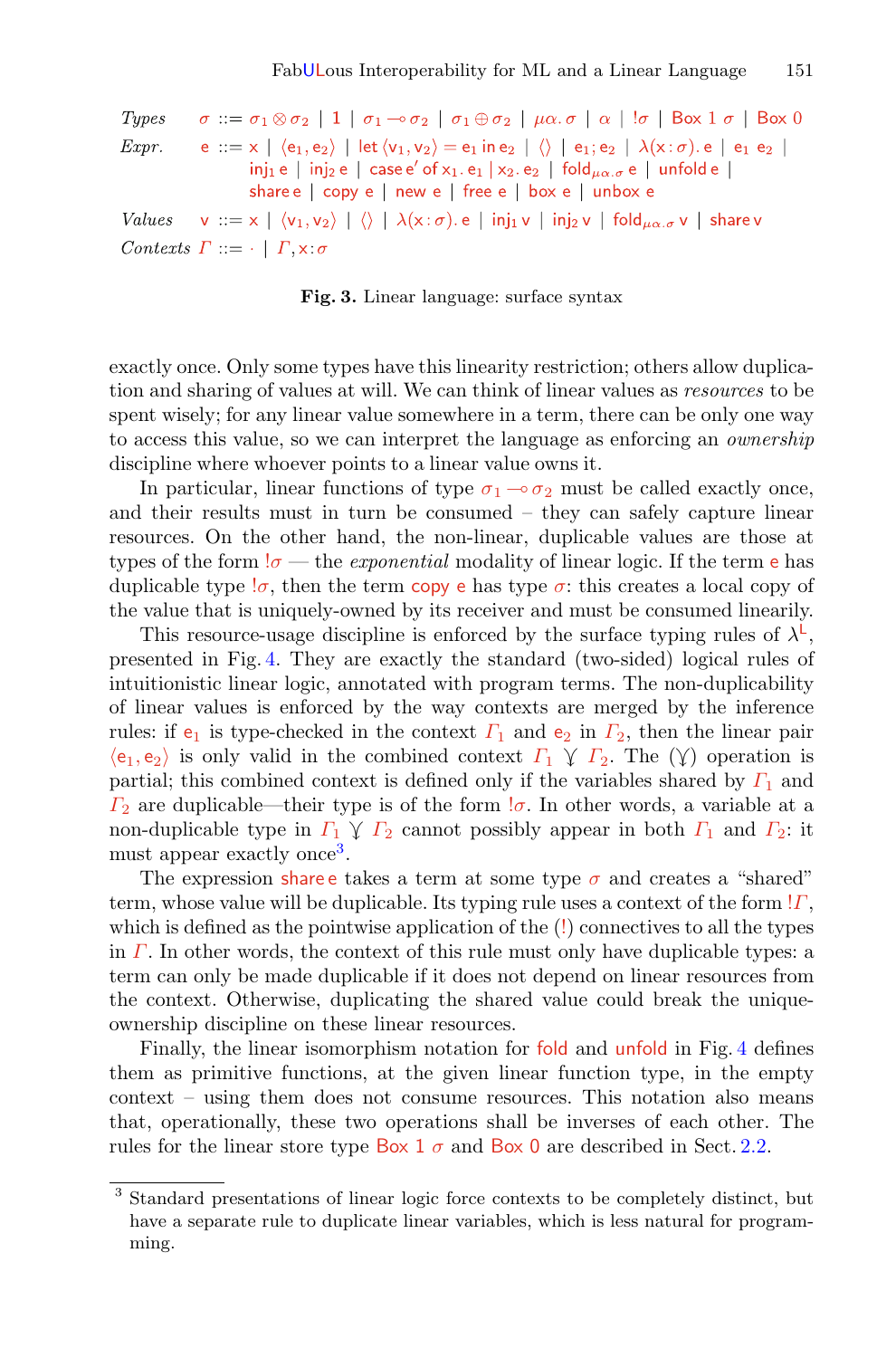$$
\begin{array}{llcl}
\textit{Types} & \sigma & ::= & \sigma_1 \otimes \sigma_2 \mid 1 \mid \sigma_1 \multimap \sigma_2 \mid \sigma_1 \oplus \sigma_2 \mid \mu\alpha.\,\sigma \mid \alpha \mid\ !\sigma \mid \mathsf{Box}\ 1\ \sigma \mid \mathsf{Box}\ 0 \\
\textit{Expr.} & \mathsf{e} & ::= & \mathsf{x} \mid \langle \mathsf{e}_1, \mathsf{e}_2 \rangle \mid \mathsf{let}\,\langle \mathsf{v}_1, \mathsf{v}_2 \rangle = \mathsf{e}_1\ \mathsf{in}\ \mathsf{e}_2 \mid \langle\rangle \mid \mathsf{e}_1; \mathsf{e}_2 \mid \lambda(\mathsf{x} : \sigma).\,\mathsf{e} \mid \mathsf{e}_1\ \mathsf{e}_2 \mid \\
 & & & \mathsf{inj}_1\,\mathsf{e} \mid \mathsf{inj}_2\,\mathsf{e} \mid \mathsf{case}\,\mathsf{e}'\ \mathsf{of}\ \mathsf{x}_1.\,\mathsf{e}_1 \mid \mathsf{x}_2.\,\mathsf{e}_2 \mid \mathsf{fold}_{\mu\alpha.\sigma}\,\mathsf{e} \mid \mathsf{unfold}\,\mathsf{e} \mid \\
 & & & \mathsf{share}\,\mathsf{e} \mid \mathsf{copy}\ \mathsf{e} \mid \mathsf{new}\ \mathsf{e} \mid \mathsf{free}\ \mathsf{e} \mid \mathsf{box}\ \mathsf{e} \mid \mathsf{unbox}\ \mathsf{e} \\
\textit{Values} & \mathsf{v} & ::= & \mathsf{x} \mid \langle \mathsf{v}_1, \mathsf{v}_2 \rangle \mid \langle\rangle \mid \lambda(\mathsf{x} : \sigma).\,\mathsf{e} \mid \mathsf{inj}_1\,\mathsf{v} \mid \mathsf{inj}_2\,\mathsf{v} \mid \mathsf{fold}_{\mu\alpha.\sigma}\,\mathsf{v} \mid \mathsf{share}\,\mathsf{v} \\
\textit{Contexts} & \Gamma & ::= & \cdot \mid \Gamma, \mathsf{x} : \sigma
\end{array}
$$

**Fig. 3.** Linear language: surface syntax

exactly once. Only some types have this linearity restriction; others allow duplication and sharing of values at will. We can think of linear values as *resources* to be spent wisely; for any linear value somewhere in a term, there can be only one way to access this value, so we can interpret the language as enforcing an *ownership* discipline where whoever points to a linear value owns it.

In particular, linear functions of type $\sigma_1 \multimap \sigma_2$ must be called exactly once, and their results must in turn be consumed – they can safely capture linear resources. On the other hand, the non-linear, duplicable values are those at types of the form $!\sigma$ — the *exponential* modality of linear logic. If the term $\mathsf{e}$ has duplicable type $!\sigma$, then the term $\mathsf{copy}\ \mathsf{e}$ has type $\sigma$: this creates a local copy of the value that is uniquely-owned by its receiver and must be consumed linearly.

This resource-usage discipline is enforced by the surface typing rules of $\lambda^{\mathsf{L}}$, presented in Fig. 4. They are exactly the standard (two-sided) logical rules of intuitionistic linear logic, annotated with program terms. The non-duplicability of linear values is enforced by the way contexts are merged by the inference rules: if $\mathsf{e}_1$ is type-checked in the context $\Gamma_1$ and $\mathsf{e}_2$ in $\Gamma_2$, then the linear pair $\langle \mathsf{e}_1, \mathsf{e}_2 \rangle$ is only valid in the combined context $\Gamma_1 \curlyvee \Gamma_2$. The $(\curlyvee)$ operation is partial; this combined context is defined only if the variables shared by $\Gamma_1$ and $\Gamma_2$ are duplicable—their type is of the form $!\sigma$. In other words, a variable at a non-duplicable type in $\Gamma_1 \curlyvee \Gamma_2$ cannot possibly appear in both $\Gamma_1$ and $\Gamma_2$: it must appear exactly once[3].

The expression $\mathsf{share}\,\mathsf{e}$ takes a term at some type $\sigma$ and creates a "shared" term, whose value will be duplicable. Its typing rule uses a context of the form $!\Gamma$, which is defined as the pointwise application of the $(!)$ connectives to all the types in $\Gamma$. In other words, the context of this rule must only have duplicable types: a term can only be made duplicable if it does not depend on linear resources from the context. Otherwise, duplicating the shared value could break the unique-ownership discipline on these linear resources.

Finally, the linear isomorphism notation for $\mathsf{fold}$ and $\mathsf{unfold}$ in Fig. 4 defines them as primitive functions, at the given linear function type, in the empty context – using them does not consume resources. This notation also means that, operationally, these two operations shall be inverses of each other. The rules for the linear store type $\mathsf{Box}\ 1\ \sigma$ and $\mathsf{Box}\ 0$ are described in Sect. 2.2.

---

[3] Standard presentations of linear logic force contexts to be completely distinct, but have a separate rule to duplicate linear variables, which is less natural for programming.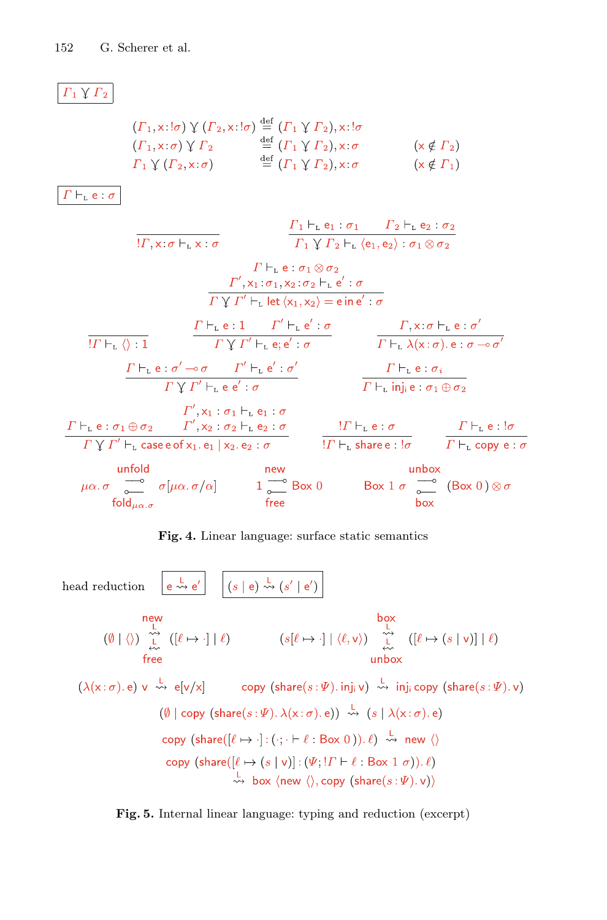$\boxed{\Gamma_1 \curlyvee \Gamma_2}$

$$
\begin{array}{lll}
(\Gamma_1, \mathsf{x}{:}!\sigma) \curlyvee (\Gamma_2, \mathsf{x}{:}!\sigma) & \stackrel{\text{def}}{=} (\Gamma_1 \curlyvee \Gamma_2), \mathsf{x}{:}!\sigma & \\
(\Gamma_1, \mathsf{x}{:}\sigma) \curlyvee \Gamma_2 & \stackrel{\text{def}}{=} (\Gamma_1 \curlyvee \Gamma_2), \mathsf{x}{:}\sigma & (\mathsf{x} \notin \Gamma_2) \\
\Gamma_1 \curlyvee (\Gamma_2, \mathsf{x}{:}\sigma) & \stackrel{\text{def}}{=} (\Gamma_1 \curlyvee \Gamma_2), \mathsf{x}{:}\sigma & (\mathsf{x} \notin \Gamma_1)
\end{array}
$$

$\boxed{\Gamma \vdash_{\mathsf{L}} \mathsf{e} : \sigma}$

$$
\frac{}{!\Gamma, \mathsf{x}{:}\sigma \vdash_{\mathsf{L}} \mathsf{x} : \sigma}
\qquad
\frac{\Gamma_1 \vdash_{\mathsf{L}} \mathsf{e}_1 : \sigma_1 \qquad \Gamma_2 \vdash_{\mathsf{L}} \mathsf{e}_2 : \sigma_2}{\Gamma_1 \curlyvee \Gamma_2 \vdash_{\mathsf{L}} \langle \mathsf{e}_1, \mathsf{e}_2 \rangle : \sigma_1 \otimes \sigma_2}
$$

$$
\frac{\Gamma \vdash_{\mathsf{L}} \mathsf{e} : \sigma_1 \otimes \sigma_2 \qquad \Gamma', \mathsf{x}_1{:}\sigma_1, \mathsf{x}_2{:}\sigma_2 \vdash_{\mathsf{L}} \mathsf{e}' : \sigma}{\Gamma \curlyvee \Gamma' \vdash_{\mathsf{L}} \mathsf{let}\ \langle \mathsf{x}_1, \mathsf{x}_2 \rangle = \mathsf{e}\ \mathsf{in}\ \mathsf{e}' : \sigma}
$$

$$
\frac{}{!\Gamma \vdash_{\mathsf{L}} \langle\rangle : 1}
\qquad
\frac{\Gamma \vdash_{\mathsf{L}} \mathsf{e} : 1 \qquad \Gamma' \vdash_{\mathsf{L}} \mathsf{e}' : \sigma}{\Gamma \curlyvee \Gamma' \vdash_{\mathsf{L}} \mathsf{e}; \mathsf{e}' : \sigma}
\qquad
\frac{\Gamma, \mathsf{x}{:}\sigma \vdash_{\mathsf{L}} \mathsf{e} : \sigma'}{\Gamma \vdash_{\mathsf{L}} \lambda(\mathsf{x}{:}\sigma).\, \mathsf{e} : \sigma \multimap \sigma'}
$$

$$
\frac{\Gamma \vdash_{\mathsf{L}} \mathsf{e} : \sigma' \multimap \sigma \qquad \Gamma' \vdash_{\mathsf{L}} \mathsf{e}' : \sigma'}{\Gamma \curlyvee \Gamma' \vdash_{\mathsf{L}} \mathsf{e}\ \mathsf{e}' : \sigma}
\qquad
\frac{\Gamma \vdash_{\mathsf{L}} \mathsf{e} : \sigma_i}{\Gamma \vdash_{\mathsf{L}} \mathsf{inj}_i\ \mathsf{e} : \sigma_1 \oplus \sigma_2}
$$

$$
\frac{\Gamma \vdash_{\mathsf{L}} \mathsf{e} : \sigma_1 \oplus \sigma_2 \qquad \begin{array}{c}\Gamma', \mathsf{x}_1 : \sigma_1 \vdash_{\mathsf{L}} \mathsf{e}_1 : \sigma \\ \Gamma', \mathsf{x}_2 : \sigma_2 \vdash_{\mathsf{L}} \mathsf{e}_2 : \sigma\end{array}}{\Gamma \curlyvee \Gamma' \vdash_{\mathsf{L}} \mathsf{case}\ \mathsf{e}\ \mathsf{of}\ \mathsf{x}_1.\, \mathsf{e}_1 \mid \mathsf{x}_2.\, \mathsf{e}_2 : \sigma}
\qquad
\frac{!\Gamma \vdash_{\mathsf{L}} \mathsf{e} : \sigma}{!\Gamma \vdash_{\mathsf{L}} \mathsf{share}\ \mathsf{e} : !\sigma}
\qquad
\frac{\Gamma \vdash_{\mathsf{L}} \mathsf{e} : !\sigma}{\Gamma \vdash_{\mathsf{L}} \mathsf{copy}\ \mathsf{e} : \sigma}
$$

$$
\mu\alpha.\,\sigma \ \underset{\mathsf{fold}_{\mu\alpha.\sigma}}{\overset{\mathsf{unfold}}{\rightleftarrows}}\ \sigma[\mu\alpha.\,\sigma/\alpha]
\qquad
1 \ \underset{\mathsf{free}}{\overset{\mathsf{new}}{\rightleftarrows}}\ \mathsf{Box}\ 0
\qquad
\mathsf{Box}\ 1\ \sigma \ \underset{\mathsf{box}}{\overset{\mathsf{unbox}}{\rightleftarrows}}\ (\mathsf{Box}\ 0) \otimes \sigma
$$

**Fig. 4.** Linear language: surface static semantics

head reduction $\boxed{\mathsf{e} \overset{\mathsf{L}}{\rightsquigarrow} \mathsf{e}'}$ $\boxed{(s \mid \mathsf{e}) \overset{\mathsf{L}}{\rightsquigarrow} (s' \mid \mathsf{e}')}$

$$
(\emptyset \mid \langle\rangle) \ \underset{\mathsf{free}}{\overset{\mathsf{new}}{\leftrightsquigarrow}}\ ([\ell \mapsto \cdot] \mid \ell)
\qquad
(s[\ell \mapsto \cdot] \mid \langle \ell, \mathsf{v} \rangle) \ \underset{\mathsf{unbox}}{\overset{\mathsf{box}}{\leftrightsquigarrow}}\ ([\ell \mapsto (s \mid \mathsf{v})] \mid \ell)
$$

$$
(\lambda(\mathsf{x}{:}\sigma).\,\mathsf{e})\ \mathsf{v} \overset{\mathsf{L}}{\rightsquigarrow} \mathsf{e}[\mathsf{v}/\mathsf{x}]
\qquad
\mathsf{copy}\ (\mathsf{share}(s : \Psi).\, \mathsf{inj}_i\, \mathsf{v}) \overset{\mathsf{L}}{\rightsquigarrow} \mathsf{inj}_i\, \mathsf{copy}\ (\mathsf{share}(s : \Psi).\, \mathsf{v})
$$

$$
(\emptyset \mid \mathsf{copy}\ (\mathsf{share}(s : \Psi).\, \lambda(\mathsf{x}{:}\sigma).\,\mathsf{e})) \overset{\mathsf{L}}{\rightsquigarrow} (s \mid \lambda(\mathsf{x}{:}\sigma).\,\mathsf{e})
$$

$$
\mathsf{copy}\ (\mathsf{share}([\ell \mapsto \cdot] : (\cdot; \cdot \vdash \ell : \mathsf{Box}\ 0)).\, \ell) \overset{\mathsf{L}}{\rightsquigarrow} \mathsf{new}\ \langle\rangle
$$

$$
\begin{array}{l}
\mathsf{copy}\ (\mathsf{share}([\ell \mapsto (s \mid \mathsf{v})] : (\Psi; !\Gamma \vdash \ell : \mathsf{Box}\ 1\ \sigma)).\, \ell) \\
\quad \overset{\mathsf{L}}{\rightsquigarrow} \mathsf{box}\ \langle \mathsf{new}\ \langle\rangle, \mathsf{copy}\ (\mathsf{share}(s : \Psi).\, \mathsf{v}) \rangle
\end{array}
$$

**Fig. 5.** Internal linear language: typing and reduction (excerpt)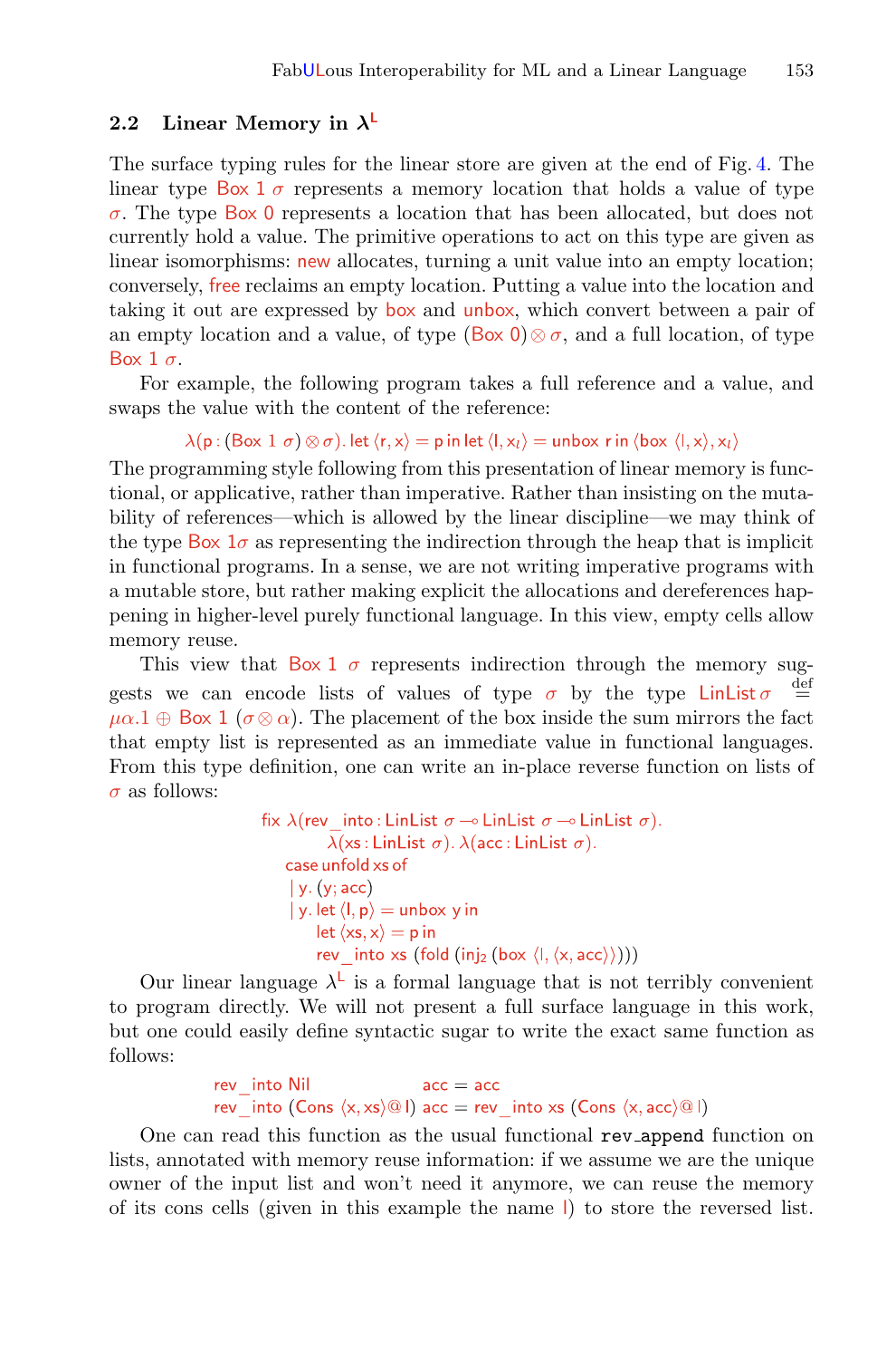### 2.2 Linear Memory in $\lambda^{\mathsf{L}}$

The surface typing rules for the linear store are given at the end of Fig. 4. The linear type $\mathsf{Box}\ 1\ \sigma$ represents a memory location that holds a value of type $\sigma$. The type $\mathsf{Box}\ 0$ represents a location that has been allocated, but does not currently hold a value. The primitive operations to act on this type are given as linear isomorphisms: new allocates, turning a unit value into an empty location; conversely, free reclaims an empty location. Putting a value into the location and taking it out are expressed by box and unbox, which convert between a pair of an empty location and a value, of type $(\mathsf{Box}\ 0) \otimes \sigma$, and a full location, of type $\mathsf{Box}\ 1\ \sigma$.

For example, the following program takes a full reference and a value, and swaps the value with the content of the reference:

$$\lambda(\mathsf{p} : (\mathsf{Box}\ 1\ \sigma) \otimes \sigma).\ \mathsf{let}\ \langle \mathsf{r}, \mathsf{x} \rangle = \mathsf{p}\ \mathsf{in}\ \mathsf{let}\ \langle \mathsf{l}, \mathsf{x}_l \rangle = \mathsf{unbox}\ \mathsf{r}\ \mathsf{in}\ \langle \mathsf{box}\ \langle \mathsf{l}, \mathsf{x} \rangle, \mathsf{x}_l \rangle$$

The programming style following from this presentation of linear memory is functional, or applicative, rather than imperative. Rather than insisting on the mutability of references—which is allowed by the linear discipline—we may think of the type $\mathsf{Box}\ 1\sigma$ as representing the indirection through the heap that is implicit in functional programs. In a sense, we are not writing imperative programs with a mutable store, but rather making explicit the allocations and dereferences happening in higher-level purely functional language. In this view, empty cells allow memory reuse.

This view that $\mathsf{Box}\ 1\ \sigma$ represents indirection through the memory suggests we can encode lists of values of type $\sigma$ by the type $\mathsf{LinList}\,\sigma \stackrel{\text{def}}{=} \mu\alpha.1 \oplus \mathsf{Box}\ 1\ (\sigma \otimes \alpha)$. The placement of the box inside the sum mirrors the fact that empty list is represented as an immediate value in functional languages. From this type definition, one can write an in-place reverse function on lists of $\sigma$ as follows:

```
fix λ(rev_into : LinList σ ⊸ LinList σ ⊸ LinList σ).
      λ(xs : LinList σ). λ(acc : LinList σ).
  case unfold xs of
  | y. (y; acc)
  | y. let ⟨l, p⟩ = unbox y in
      let ⟨xs, x⟩ = p in
      rev_into xs (fold (inj₂ (box ⟨l, ⟨x, acc⟩⟩)))
```

Our linear language $\lambda^{\mathsf{L}}$ is a formal language that is not terribly convenient to program directly. We will not present a full surface language in this work, but one could easily define syntactic sugar to write the exact same function as follows:

```
rev_into Nil                  acc = acc
rev_into (Cons ⟨x, xs⟩@ l) acc = rev_into xs (Cons ⟨x, acc⟩@ l)
```

One can read this function as the usual functional `rev_append` function on lists, annotated with memory reuse information: if we assume we are the unique owner of the input list and won't need it anymore, we can reuse the memory of its cons cells (given in this example the name l) to store the reversed list.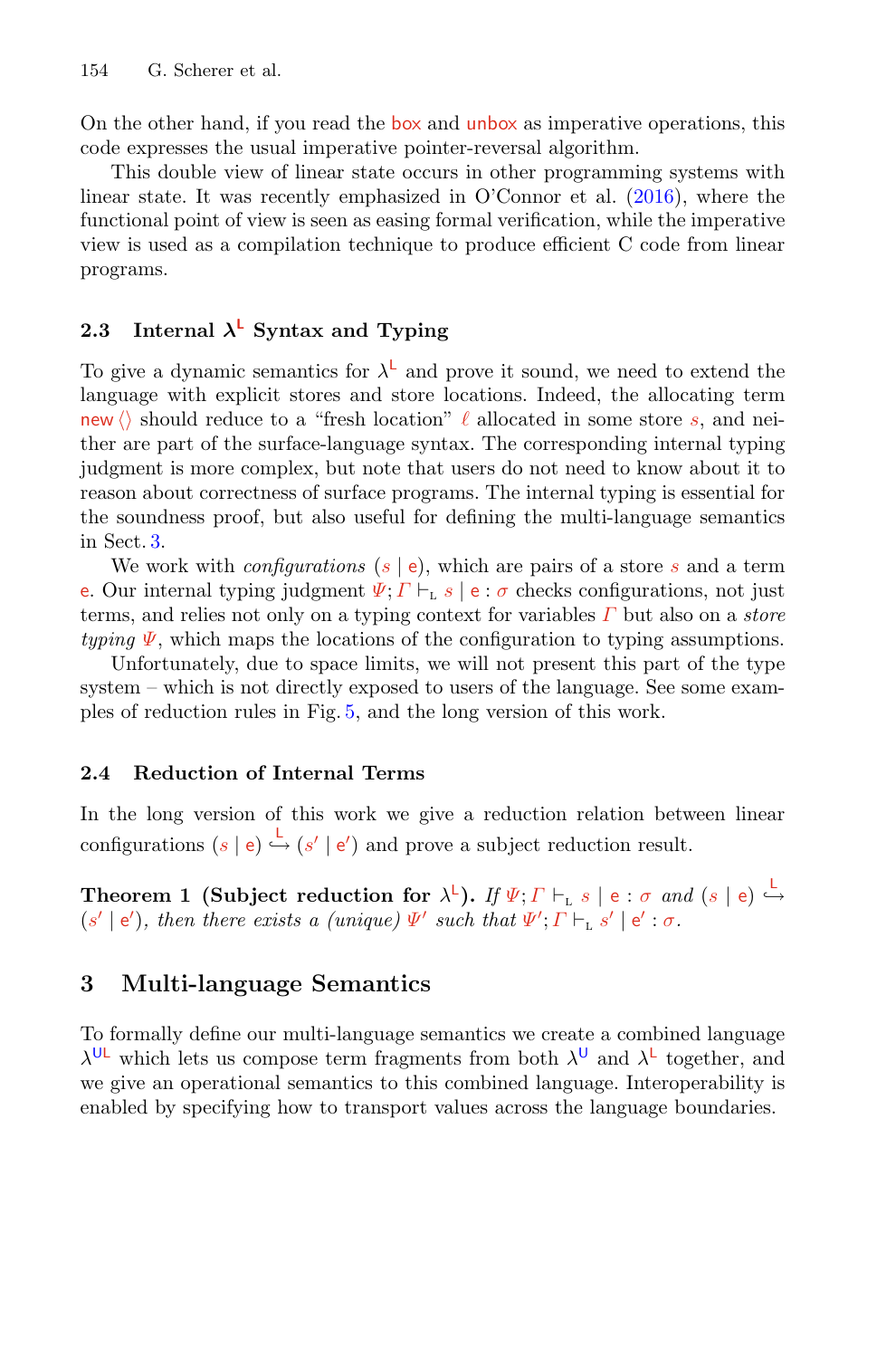On the other hand, if you read the box and unbox as imperative operations, this code expresses the usual imperative pointer-reversal algorithm.

This double view of linear state occurs in other programming systems with linear state. It was recently emphasized in O'Connor et al. (2016), where the functional point of view is seen as easing formal verification, while the imperative view is used as a compilation technique to produce efficient C code from linear programs.

### 2.3 Internal $\lambda^{\mathsf{L}}$ Syntax and Typing

To give a dynamic semantics for $\lambda^{\mathsf{L}}$ and prove it sound, we need to extend the language with explicit stores and store locations. Indeed, the allocating term $\mathsf{new}\,\langle\rangle$ should reduce to a "fresh location" $\ell$ allocated in some store $s$, and neither are part of the surface-language syntax. The corresponding internal typing judgment is more complex, but note that users do not need to know about it to reason about correctness of surface programs. The internal typing is essential for the soundness proof, but also useful for defining the multi-language semantics in Sect. 3.

We work with *configurations* $(s \mid \mathsf{e})$, which are pairs of a store $s$ and a term $\mathsf{e}$. Our internal typing judgment $\Psi; \Gamma \vdash_{\mathrm{L}} s \mid \mathsf{e} : \sigma$ checks configurations, not just terms, and relies not only on a typing context for variables $\Gamma$ but also on a *store typing* $\Psi$, which maps the locations of the configuration to typing assumptions.

Unfortunately, due to space limits, we will not present this part of the type system – which is not directly exposed to users of the language. See some examples of reduction rules in Fig. 5, and the long version of this work.

### 2.4 Reduction of Internal Terms

In the long version of this work we give a reduction relation between linear configurations $(s \mid \mathsf{e}) \overset{\mathsf{L}}{\hookrightarrow} (s' \mid \mathsf{e}')$ and prove a subject reduction result.

**Theorem 1 (Subject reduction for $\lambda^{\mathsf{L}}$).** *If $\Psi; \Gamma \vdash_{\mathrm{L}} s \mid \mathsf{e} : \sigma$ and $(s \mid \mathsf{e}) \overset{\mathsf{L}}{\hookrightarrow} (s' \mid \mathsf{e}')$, then there exists a (unique) $\Psi'$ such that $\Psi'; \Gamma \vdash_{\mathrm{L}} s' \mid \mathsf{e}' : \sigma$.*

## 3 Multi-language Semantics

To formally define our multi-language semantics we create a combined language $\lambda^{\mathsf{UL}}$ which lets us compose term fragments from both $\lambda^{\mathsf{U}}$ and $\lambda^{\mathsf{L}}$ together, and we give an operational semantics to this combined language. Interoperability is enabled by specifying how to transport values across the language boundaries.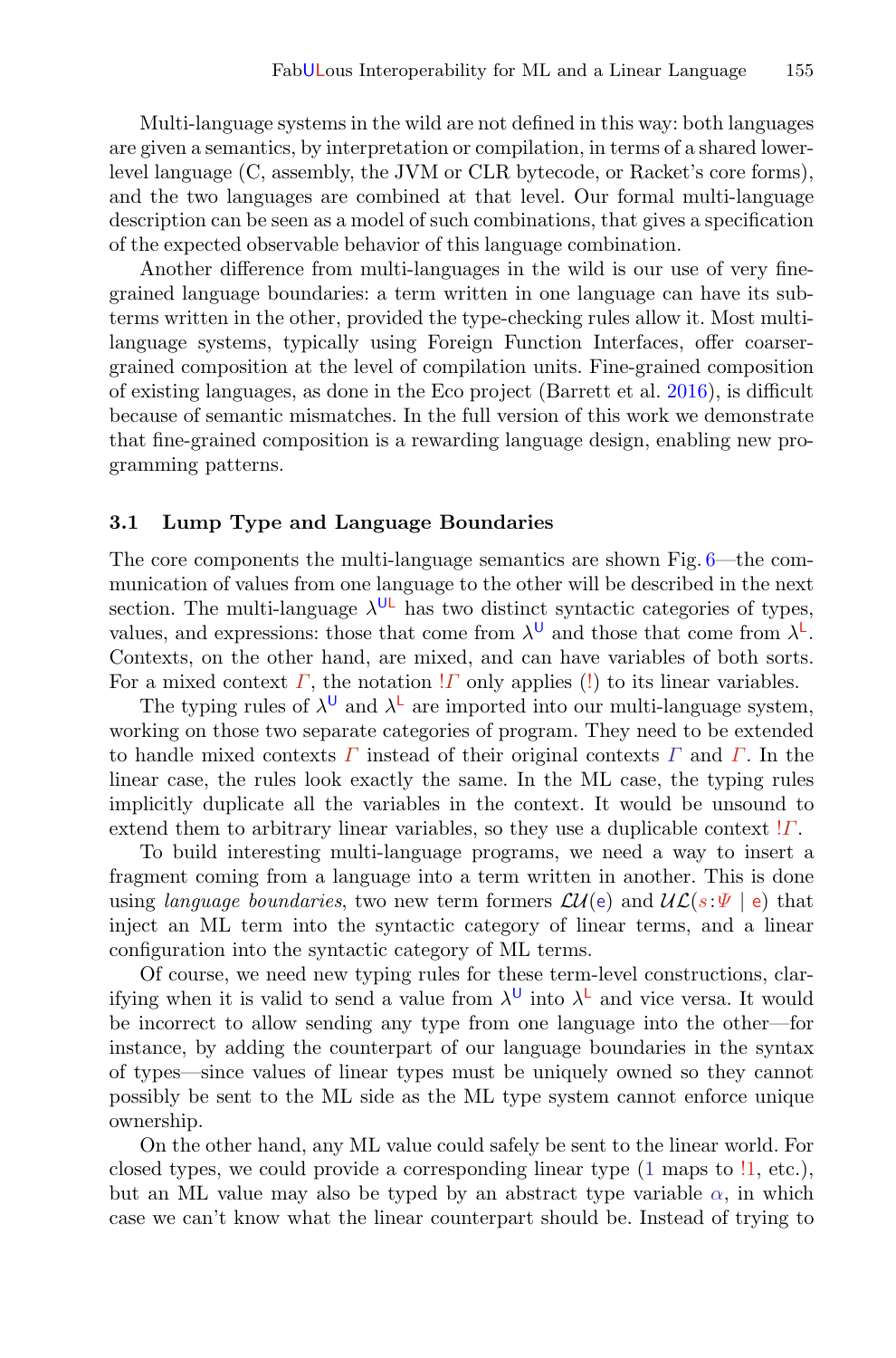Multi-language systems in the wild are not defined in this way: both languages are given a semantics, by interpretation or compilation, in terms of a shared lower-level language (C, assembly, the JVM or CLR bytecode, or Racket's core forms), and the two languages are combined at that level. Our formal multi-language description can be seen as a model of such combinations, that gives a specification of the expected observable behavior of this language combination.

Another difference from multi-languages in the wild is our use of very fine-grained language boundaries: a term written in one language can have its subterms written in the other, provided the type-checking rules allow it. Most multi-language systems, typically using Foreign Function Interfaces, offer coarser-grained composition at the level of compilation units. Fine-grained composition of existing languages, as done in the Eco project (Barrett et al. 2016), is difficult because of semantic mismatches. In the full version of this work we demonstrate that fine-grained composition is a rewarding language design, enabling new programming patterns.

### 3.1 Lump Type and Language Boundaries

The core components the multi-language semantics are shown Fig. 6—the communication of values from one language to the other will be described in the next section. The multi-language $\lambda^{\mathsf{UL}}$ has two distinct syntactic categories of types, values, and expressions: those that come from $\lambda^{\mathsf{U}}$ and those that come from $\lambda^{\mathsf{L}}$. Contexts, on the other hand, are mixed, and can have variables of both sorts. For a mixed context $\Gamma$, the notation $!\Gamma$ only applies ($!$) to its linear variables.

The typing rules of $\lambda^{\mathsf{U}}$ and $\lambda^{\mathsf{L}}$ are imported into our multi-language system, working on those two separate categories of program. They need to be extended to handle mixed contexts $\Gamma$ instead of their original contexts $\Gamma$ and $\Gamma$. In the linear case, the rules look exactly the same. In the ML case, the typing rules implicitly duplicate all the variables in the context. It would be unsound to extend them to arbitrary linear variables, so they use a duplicable context $!\Gamma$.

To build interesting multi-language programs, we need a way to insert a fragment coming from a language into a term written in another. This is done using *language boundaries*, two new term formers $\mathcal{LU}(\mathsf{e})$ and $\mathcal{UL}(s{:}\Psi \mid \mathsf{e})$ that inject an ML term into the syntactic category of linear terms, and a linear configuration into the syntactic category of ML terms.

Of course, we need new typing rules for these term-level constructions, clarifying when it is valid to send a value from $\lambda^{\mathsf{U}}$ into $\lambda^{\mathsf{L}}$ and vice versa. It would be incorrect to allow sending any type from one language into the other—for instance, by adding the counterpart of our language boundaries in the syntax of types—since values of linear types must be uniquely owned so they cannot possibly be sent to the ML side as the ML type system cannot enforce unique ownership.

On the other hand, any ML value could safely be sent to the linear world. For closed types, we could provide a corresponding linear type ($1$ maps to $!1$, etc.), but an ML value may also be typed by an abstract type variable $\alpha$, in which case we can't know what the linear counterpart should be. Instead of trying to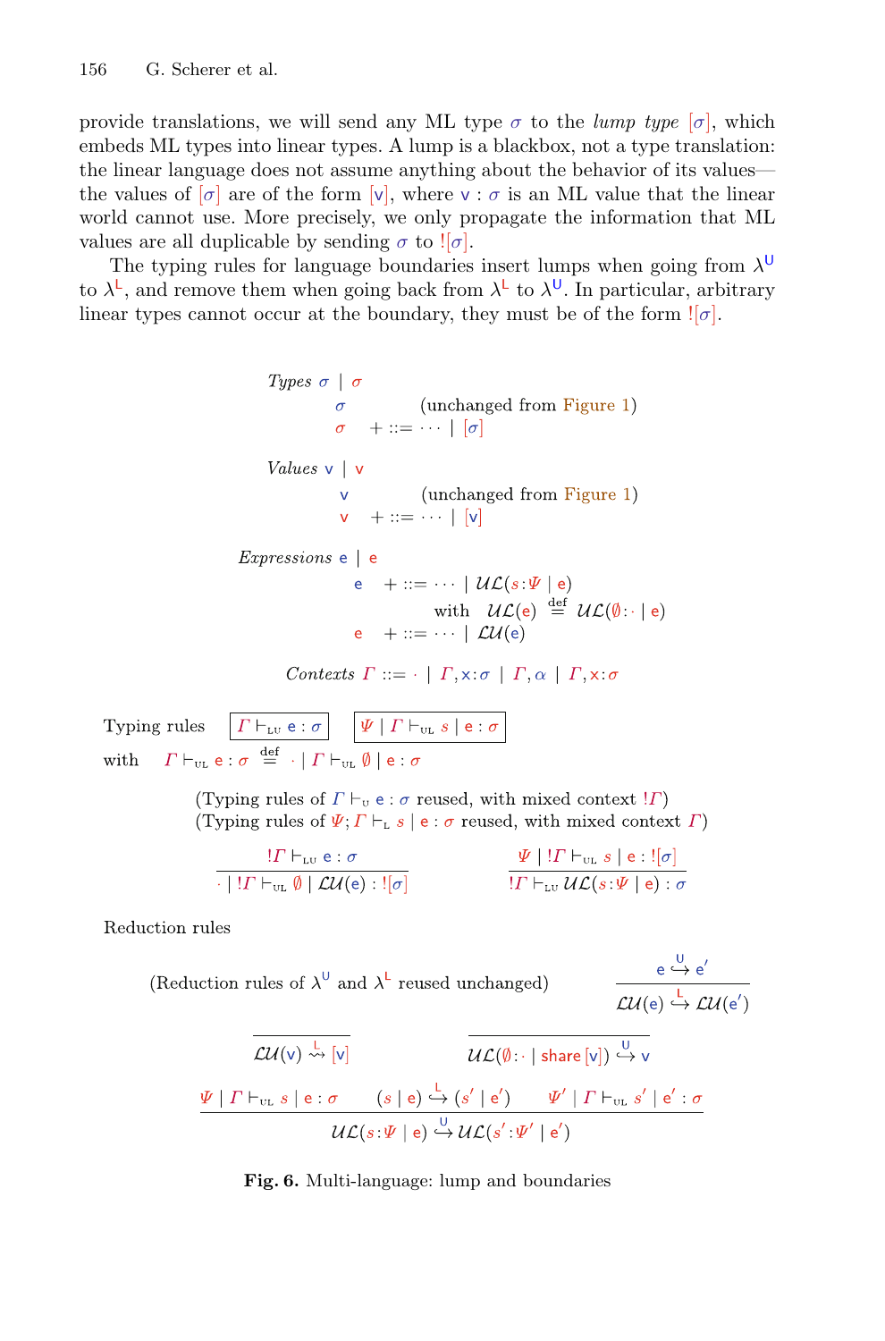provide translations, we will send any ML type $\sigma$ to the *lump type* $[\sigma]$, which embeds ML types into linear types. A lump is a blackbox, not a type translation: the linear language does not assume anything about the behavior of its values—the values of $[\sigma]$ are of the form $[\mathsf{v}]$, where $\mathsf{v} : \sigma$ is an ML value that the linear world cannot use. More precisely, we only propagate the information that ML values are all duplicable by sending $\sigma$ to $![\sigma]$.

The typing rules for language boundaries insert lumps when going from $\lambda^{\mathsf{U}}$ to $\lambda^{\mathsf{L}}$, and remove them when going back from $\lambda^{\mathsf{L}}$ to $\lambda^{\mathsf{U}}$. In particular, arbitrary linear types cannot occur at the boundary, they must be of the form $![\sigma]$.

*Types* $\sigma \mid \sigma$

$\sigma$ (unchanged from Figure 1)

$\sigma \quad + ::= \cdots \mid [\sigma]$

*Values* $\mathsf{v} \mid \mathsf{v}$

$\mathsf{v}$ (unchanged from Figure 1)

$\mathsf{v} \quad + ::= \cdots \mid [\mathsf{v}]$

*Expressions* $\mathsf{e} \mid \mathsf{e}$

$\mathsf{e} \quad + ::= \cdots \mid \mathcal{UL}(s{:}\Psi \mid \mathsf{e})$ with $\mathcal{UL}(\mathsf{e}) \stackrel{\text{def}}{=} \mathcal{UL}(\emptyset{:}\cdot \mid \mathsf{e})$

$\mathsf{e} \quad + ::= \cdots \mid \mathcal{LU}(\mathsf{e})$

*Contexts* $\Gamma ::= \cdot \mid \Gamma, \mathsf{x}{:}\sigma \mid \Gamma, \alpha \mid \Gamma, \mathsf{x}{:}\sigma$

Typing rules $\boxed{\Gamma \vdash_{\text{LU}} \mathsf{e} : \sigma}$ $\boxed{\Psi \mid \Gamma \vdash_{\text{UL}} s \mid \mathsf{e} : \sigma}$

with $\Gamma \vdash_{\text{UL}} \mathsf{e} : \sigma \stackrel{\text{def}}{=} \cdot \mid \Gamma \vdash_{\text{UL}} \emptyset \mid \mathsf{e} : \sigma$

(Typing rules of $\Gamma \vdash_{\text{U}} \mathsf{e} : \sigma$ reused, with mixed context $!\Gamma$)
(Typing rules of $\Psi; \Gamma \vdash_{\text{L}} s \mid \mathsf{e} : \sigma$ reused, with mixed context $\Gamma$)

$$\frac{!\Gamma \vdash_{\text{LU}} \mathsf{e} : \sigma}{\cdot \mid !\Gamma \vdash_{\text{UL}} \emptyset \mid \mathcal{LU}(\mathsf{e}) : ![\sigma]} \qquad \frac{\Psi \mid !\Gamma \vdash_{\text{UL}} s \mid \mathsf{e} : ![\sigma]}{!\Gamma \vdash_{\text{LU}} \mathcal{UL}(s{:}\Psi \mid \mathsf{e}) : \sigma}$$

Reduction rules

(Reduction rules of $\lambda^{\mathsf{U}}$ and $\lambda^{\mathsf{L}}$ reused unchanged)
$$\frac{\mathsf{e} \overset{\mathsf{U}}{\hookrightarrow} \mathsf{e}'}{\mathcal{LU}(\mathsf{e}) \overset{\mathsf{L}}{\hookrightarrow} \mathcal{LU}(\mathsf{e}')}$$

$$\frac{}{\mathcal{LU}(\mathsf{v}) \overset{\mathsf{L}}{\rightsquigarrow} [\mathsf{v}]} \qquad \frac{}{\mathcal{UL}(\emptyset{:}\cdot \mid \mathsf{share}\ [\mathsf{v}]) \overset{\mathsf{U}}{\hookrightarrow} \mathsf{v}}$$

$$\frac{\Psi \mid \Gamma \vdash_{\text{UL}} s \mid \mathsf{e} : \sigma \qquad (s \mid \mathsf{e}) \overset{\mathsf{L}}{\hookrightarrow} (s' \mid \mathsf{e}') \qquad \Psi' \mid \Gamma \vdash_{\text{UL}} s' \mid \mathsf{e}' : \sigma}{\mathcal{UL}(s{:}\Psi \mid \mathsf{e}) \overset{\mathsf{U}}{\hookrightarrow} \mathcal{UL}(s'{:}\Psi' \mid \mathsf{e}')}$$

**Fig. 6.** Multi-language: lump and boundaries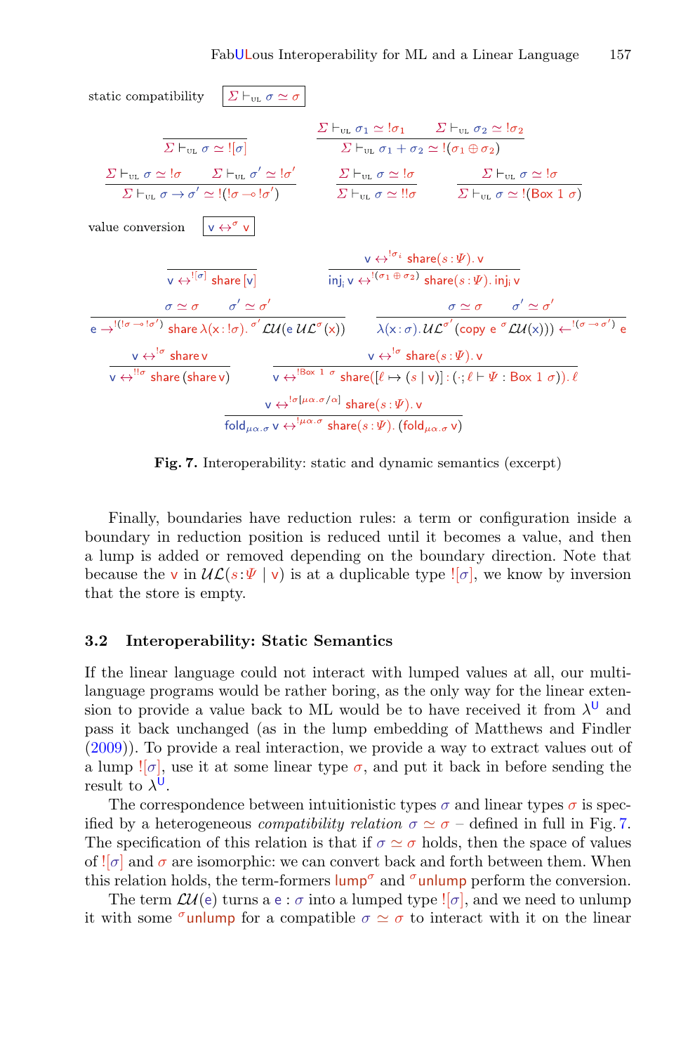static compatibility $\boxed{\Sigma \vdash_{\text{UL}} \sigma \simeq \sigma}$

$$\frac{}{\Sigma \vdash_{\text{UL}} \sigma \simeq ![\sigma]} \qquad \frac{\Sigma \vdash_{\text{UL}} \sigma_1 \simeq !\sigma_1 \qquad \Sigma \vdash_{\text{UL}} \sigma_2 \simeq !\sigma_2}{\Sigma \vdash_{\text{UL}} \sigma_1 + \sigma_2 \simeq !(\sigma_1 \oplus \sigma_2)}$$

$$\frac{\Sigma \vdash_{\text{UL}} \sigma \simeq !\sigma \qquad \Sigma \vdash_{\text{UL}} \sigma' \simeq !\sigma'}{\Sigma \vdash_{\text{UL}} \sigma \to \sigma' \simeq !(!\sigma \multimap !\sigma')} \qquad \frac{\Sigma \vdash_{\text{UL}} \sigma \simeq !\sigma}{\Sigma \vdash_{\text{UL}} \sigma \simeq !!\sigma} \qquad \frac{\Sigma \vdash_{\text{UL}} \sigma \simeq !\sigma}{\Sigma \vdash_{\text{UL}} \sigma \simeq !(\mathsf{Box}\ 1\ \sigma)}$$

value conversion $\boxed{\mathsf{v} \leftrightarrow^{\sigma} \mathsf{v}}$

$$\frac{}{\mathsf{v} \leftrightarrow^{![\sigma]} \mathsf{share}\,[\mathsf{v}]} \qquad \frac{\mathsf{v} \leftrightarrow^{!\sigma_i} \mathsf{share}(s : \Psi).\,\mathsf{v}}{\mathsf{inj}_i\,\mathsf{v} \leftrightarrow^{!(\sigma_1 \oplus \sigma_2)} \mathsf{share}(s : \Psi).\,\mathsf{inj}_i\,\mathsf{v}}$$

$$\frac{\sigma \simeq \sigma \qquad \sigma' \simeq \sigma'}{\mathsf{e} \to^{!(!\sigma \multimap !\sigma')} \mathsf{share}\,\lambda(\mathsf{x} : !\sigma).\,{}^{\sigma'}\mathcal{LU}(\mathsf{e}\,\mathcal{UL}^{\sigma}(\mathsf{x}))} \qquad \frac{\sigma \simeq \sigma \qquad \sigma' \simeq \sigma'}{\lambda(\mathsf{x} : \sigma).\,\mathcal{UL}^{\sigma'}(\mathsf{copy}\ \mathsf{e}\ {}^{\sigma}\mathcal{LU}(\mathsf{x}))) \leftarrow^{!(\sigma \multimap \sigma')} \mathsf{e}}$$

$$\frac{\mathsf{v} \leftrightarrow^{!\sigma} \mathsf{share}\,\mathsf{v}}{\mathsf{v} \leftrightarrow^{!!\sigma} \mathsf{share}\,(\mathsf{share}\,\mathsf{v})} \qquad \frac{\mathsf{v} \leftrightarrow^{!\sigma} \mathsf{share}(s : \Psi).\,\mathsf{v}}{\mathsf{v} \leftrightarrow^{!\mathsf{Box}\ 1\ \sigma} \mathsf{share}([\ell \mapsto (s \mid \mathsf{v})] : (\cdot ; \ell \vdash \Psi : \mathsf{Box}\ 1\ \sigma)).\,\ell}$$

$$\frac{\mathsf{v} \leftrightarrow^{!\sigma[\mu\alpha.\sigma/\alpha]} \mathsf{share}(s : \Psi).\,\mathsf{v}}{\mathsf{fold}_{\mu\alpha.\sigma}\,\mathsf{v} \leftrightarrow^{!\mu\alpha.\sigma} \mathsf{share}(s : \Psi).\,(\mathsf{fold}_{\mu\alpha.\sigma}\,\mathsf{v})}$$

**Fig. 7.** Interoperability: static and dynamic semantics (excerpt)

Finally, boundaries have reduction rules: a term or configuration inside a boundary in reduction position is reduced until it becomes a value, and then a lump is added or removed depending on the boundary direction. Note that because the $\mathsf{v}$ in $\mathcal{UL}(s : \Psi \mid \mathsf{v})$ is at a duplicable type $![\sigma]$, we know by inversion that the store is empty.

### 3.2 Interoperability: Static Semantics

If the linear language could not interact with lumped values at all, our multi-language programs would be rather boring, as the only way for the linear extension to provide a value back to ML would be to have received it from $\lambda^{\mathsf{U}}$ and pass it back unchanged (as in the lump embedding of Matthews and Findler (2009)). To provide a real interaction, we provide a way to extract values out of a lump $![\sigma]$, use it at some linear type $\sigma$, and put it back in before sending the result to $\lambda^{\mathsf{U}}$.

The correspondence between intuitionistic types $\sigma$ and linear types $\sigma$ is specified by a heterogeneous *compatibility relation* $\sigma \simeq \sigma$ – defined in full in Fig. 7. The specification of this relation is that if $\sigma \simeq \sigma$ holds, then the space of values of $![\sigma]$ and $\sigma$ are isomorphic: we can convert back and forth between them. When this relation holds, the term-formers $\mathsf{lump}^{\sigma}$ and ${}^{\sigma}\mathsf{unlump}$ perform the conversion.

The term $\mathcal{LU}(\mathsf{e})$ turns a $\mathsf{e} : \sigma$ into a lumped type $![\sigma]$, and we need to unlump it with some ${}^{\sigma}\mathsf{unlump}$ for a compatible $\sigma \simeq \sigma$ to interact with it on the linear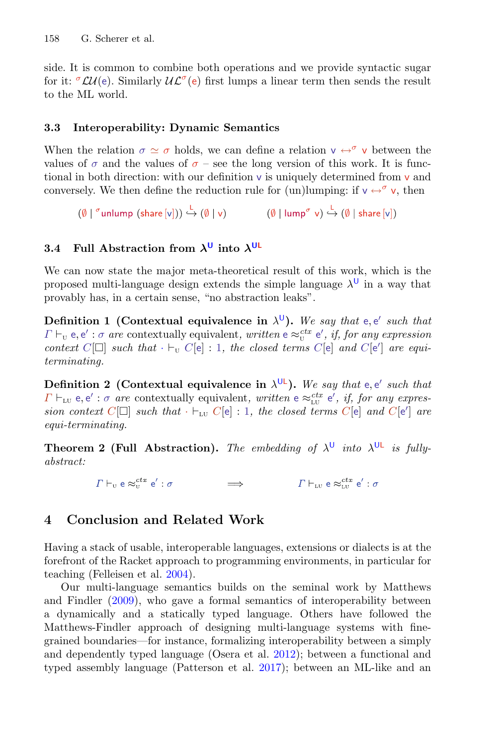side. It is common to combine both operations and we provide syntactic sugar for it: ${}^{\sigma}\mathcal{LU}(\mathsf{e})$. Similarly $\mathcal{UL}^{\sigma}(\mathsf{e})$ first lumps a linear term then sends the result to the ML world.

### 3.3 Interoperability: Dynamic Semantics

When the relation $\sigma \simeq \sigma$ holds, we can define a relation $\mathsf{v} \leftrightarrow^{\sigma} \mathsf{v}$ between the values of $\sigma$ and the values of $\sigma$ – see the long version of this work. It is functional in both direction: with our definition $\mathsf{v}$ is uniquely determined from $\mathsf{v}$ and conversely. We then define the reduction rule for (un)lumping: if $\mathsf{v} \leftrightarrow^{\sigma} \mathsf{v}$, then

$$(\emptyset \mid {}^{\sigma}\mathsf{unlump}\ (\mathsf{share}\,[\mathsf{v}])) \overset{\mathsf{L}}{\hookrightarrow} (\emptyset \mid \mathsf{v}) \qquad\qquad (\emptyset \mid \mathsf{lump}^{\sigma}\ \mathsf{v}) \overset{\mathsf{L}}{\hookrightarrow} (\emptyset \mid \mathsf{share}\,[\mathsf{v}])$$

### 3.4 Full Abstraction from $\lambda^{\mathsf{U}}$ into $\lambda^{\mathsf{UL}}$

We can now state the major meta-theoretical result of this work, which is the proposed multi-language design extends the simple language $\lambda^{\mathsf{U}}$ in a way that provably has, in a certain sense, "no abstraction leaks".

**Definition 1 (Contextual equivalence in $\lambda^{\mathsf{U}}$).** *We say that $\mathsf{e}, \mathsf{e}'$ such that $\Gamma \vdash_{\mathrm{U}} \mathsf{e}, \mathsf{e}' : \sigma$ are* contextually equivalent, *written $\mathsf{e} \approx^{ctx}_{\mathrm{U}} \mathsf{e}'$, if, for any expression context $C[\square]$ such that $\cdot \vdash_{\mathrm{U}} C[\mathsf{e}] : 1$, the closed terms $C[\mathsf{e}]$ and $C[\mathsf{e}']$ are equi-terminating.*

**Definition 2 (Contextual equivalence in $\lambda^{\mathsf{UL}}$).** *We say that $\mathsf{e}, \mathsf{e}'$ such that $\Gamma \vdash_{\mathrm{LU}} \mathsf{e}, \mathsf{e}' : \sigma$ are* contextually equivalent, *written $\mathsf{e} \approx^{ctx}_{\mathrm{LU}} \mathsf{e}'$, if, for any expression context $C[\square]$ such that $\cdot \vdash_{\mathrm{LU}} C[\mathsf{e}] : 1$, the closed terms $C[\mathsf{e}]$ and $C[\mathsf{e}']$ are equi-terminating.*

**Theorem 2 (Full Abstraction).** *The embedding of $\lambda^{\mathsf{U}}$ into $\lambda^{\mathsf{UL}}$ is fully-abstract:*

$$\Gamma \vdash_{\mathrm{U}} \mathsf{e} \approx^{ctx}_{\mathrm{U}} \mathsf{e}' : \sigma \qquad\qquad \Longrightarrow \qquad\qquad \Gamma \vdash_{\mathrm{LU}} \mathsf{e} \approx^{ctx}_{\mathrm{LU}} \mathsf{e}' : \sigma$$

## 4 Conclusion and Related Work

Having a stack of usable, interoperable languages, extensions or dialects is at the forefront of the Racket approach to programming environments, in particular for teaching (Felleisen et al. 2004).

Our multi-language semantics builds on the seminal work by Matthews and Findler (2009), who gave a formal semantics of interoperability between a dynamically and a statically typed language. Others have followed the Matthews-Findler approach of designing multi-language systems with fine-grained boundaries—for instance, formalizing interoperability between a simply and dependently typed language (Osera et al. 2012); between a functional and typed assembly language (Patterson et al. 2017); between an ML-like and an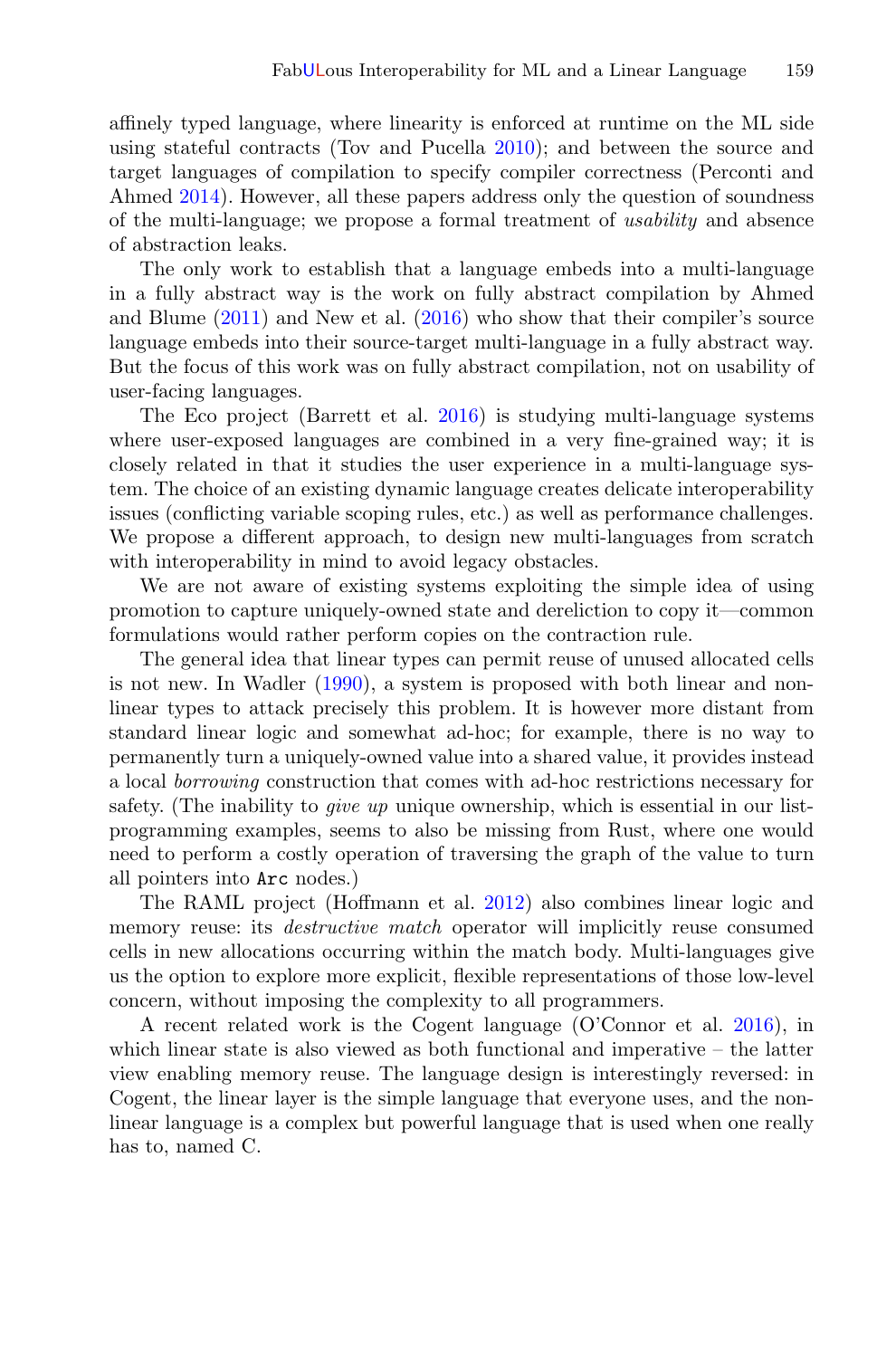affinely typed language, where linearity is enforced at runtime on the ML side using stateful contracts (Tov and Pucella 2010); and between the source and target languages of compilation to specify compiler correctness (Perconti and Ahmed 2014). However, all these papers address only the question of soundness of the multi-language; we propose a formal treatment of *usability* and absence of abstraction leaks.

The only work to establish that a language embeds into a multi-language in a fully abstract way is the work on fully abstract compilation by Ahmed and Blume (2011) and New et al. (2016) who show that their compiler's source language embeds into their source-target multi-language in a fully abstract way. But the focus of this work was on fully abstract compilation, not on usability of user-facing languages.

The Eco project (Barrett et al. 2016) is studying multi-language systems where user-exposed languages are combined in a very fine-grained way; it is closely related in that it studies the user experience in a multi-language system. The choice of an existing dynamic language creates delicate interoperability issues (conflicting variable scoping rules, etc.) as well as performance challenges. We propose a different approach, to design new multi-languages from scratch with interoperability in mind to avoid legacy obstacles.

We are not aware of existing systems exploiting the simple idea of using promotion to capture uniquely-owned state and dereliction to copy it—common formulations would rather perform copies on the contraction rule.

The general idea that linear types can permit reuse of unused allocated cells is not new. In Wadler (1990), a system is proposed with both linear and non-linear types to attack precisely this problem. It is however more distant from standard linear logic and somewhat ad-hoc; for example, there is no way to permanently turn a uniquely-owned value into a shared value, it provides instead a local *borrowing* construction that comes with ad-hoc restrictions necessary for safety. (The inability to *give up* unique ownership, which is essential in our list-programming examples, seems to also be missing from Rust, where one would need to perform a costly operation of traversing the graph of the value to turn all pointers into `Arc` nodes.)

The RAML project (Hoffmann et al. 2012) also combines linear logic and memory reuse: its *destructive match* operator will implicitly reuse consumed cells in new allocations occurring within the match body. Multi-languages give us the option to explore more explicit, flexible representations of those low-level concern, without imposing the complexity to all programmers.

A recent related work is the Cogent language (O'Connor et al. 2016), in which linear state is also viewed as both functional and imperative – the latter view enabling memory reuse. The language design is interestingly reversed: in Cogent, the linear layer is the simple language that everyone uses, and the non-linear language is a complex but powerful language that is used when one really has to, named C.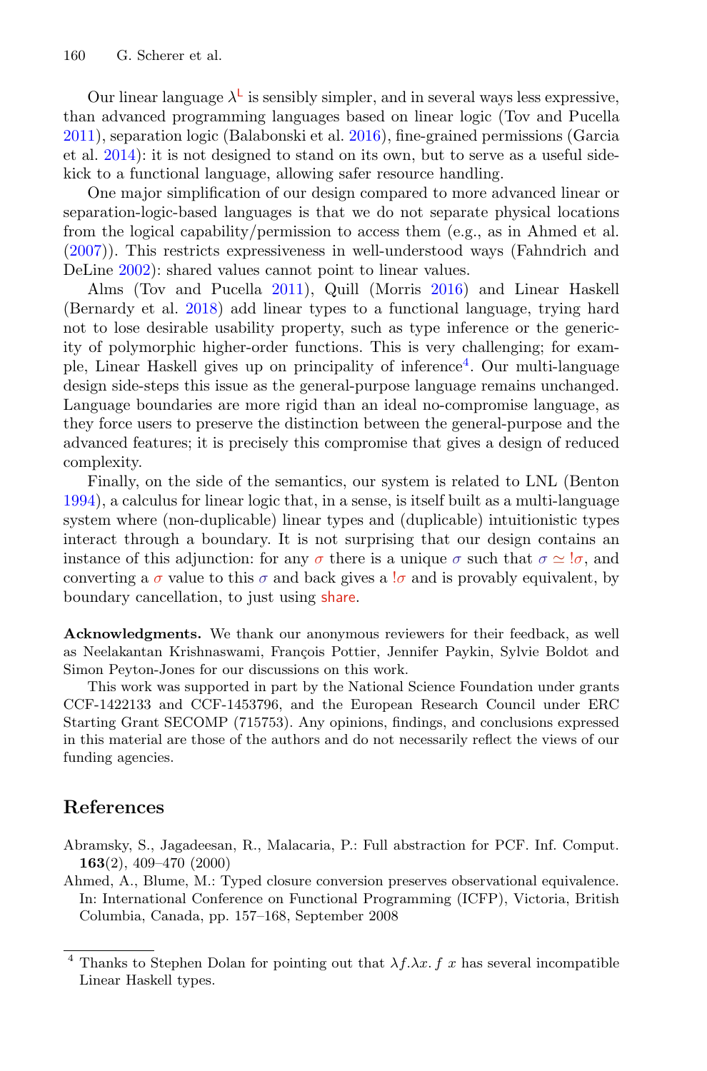Our linear language $\lambda^{\mathsf{L}}$ is sensibly simpler, and in several ways less expressive, than advanced programming languages based on linear logic (Tov and Pucella 2011), separation logic (Balabonski et al. 2016), fine-grained permissions (Garcia et al. 2014): it is not designed to stand on its own, but to serve as a useful side-kick to a functional language, allowing safer resource handling.

One major simplification of our design compared to more advanced linear or separation-logic-based languages is that we do not separate physical locations from the logical capability/permission to access them (e.g., as in Ahmed et al. (2007)). This restricts expressiveness in well-understood ways (Fahndrich and DeLine 2002): shared values cannot point to linear values.

Alms (Tov and Pucella 2011), Quill (Morris 2016) and Linear Haskell (Bernardy et al. 2018) add linear types to a functional language, trying hard not to lose desirable usability property, such as type inference or the genericity of polymorphic higher-order functions. This is very challenging; for example, Linear Haskell gives up on principality of inference[4]. Our multi-language design side-steps this issue as the general-purpose language remains unchanged. Language boundaries are more rigid than an ideal no-compromise language, as they force users to preserve the distinction between the general-purpose and the advanced features; it is precisely this compromise that gives a design of reduced complexity.

Finally, on the side of the semantics, our system is related to LNL (Benton 1994), a calculus for linear logic that, in a sense, is itself built as a multi-language system where (non-duplicable) linear types and (duplicable) intuitionistic types interact through a boundary. It is not surprising that our design contains an instance of this adjunction: for any $\sigma$ there is a unique $\sigma$ such that $\sigma \simeq !\sigma$, and converting a $\sigma$ value to this $\sigma$ and back gives a $!\sigma$ and is provably equivalent, by boundary cancellation, to just using share.

**Acknowledgments.** We thank our anonymous reviewers for their feedback, as well as Neelakantan Krishnaswami, François Pottier, Jennifer Paykin, Sylvie Boldot and Simon Peyton-Jones for our discussions on this work.

This work was supported in part by the National Science Foundation under grants CCF-1422133 and CCF-1453796, and the European Research Council under ERC Starting Grant SECOMP (715753). Any opinions, findings, and conclusions expressed in this material are those of the authors and do not necessarily reflect the views of our funding agencies.

## References

Abramsky, S., Jagadeesan, R., Malacaria, P.: Full abstraction for PCF. Inf. Comput. **163**(2), 409–470 (2000)

Ahmed, A., Blume, M.: Typed closure conversion preserves observational equivalence. In: International Conference on Functional Programming (ICFP), Victoria, British Columbia, Canada, pp. 157–168, September 2008

[4] Thanks to Stephen Dolan for pointing out that $\lambda f.\lambda x.\ f\ x$ has several incompatible Linear Haskell types.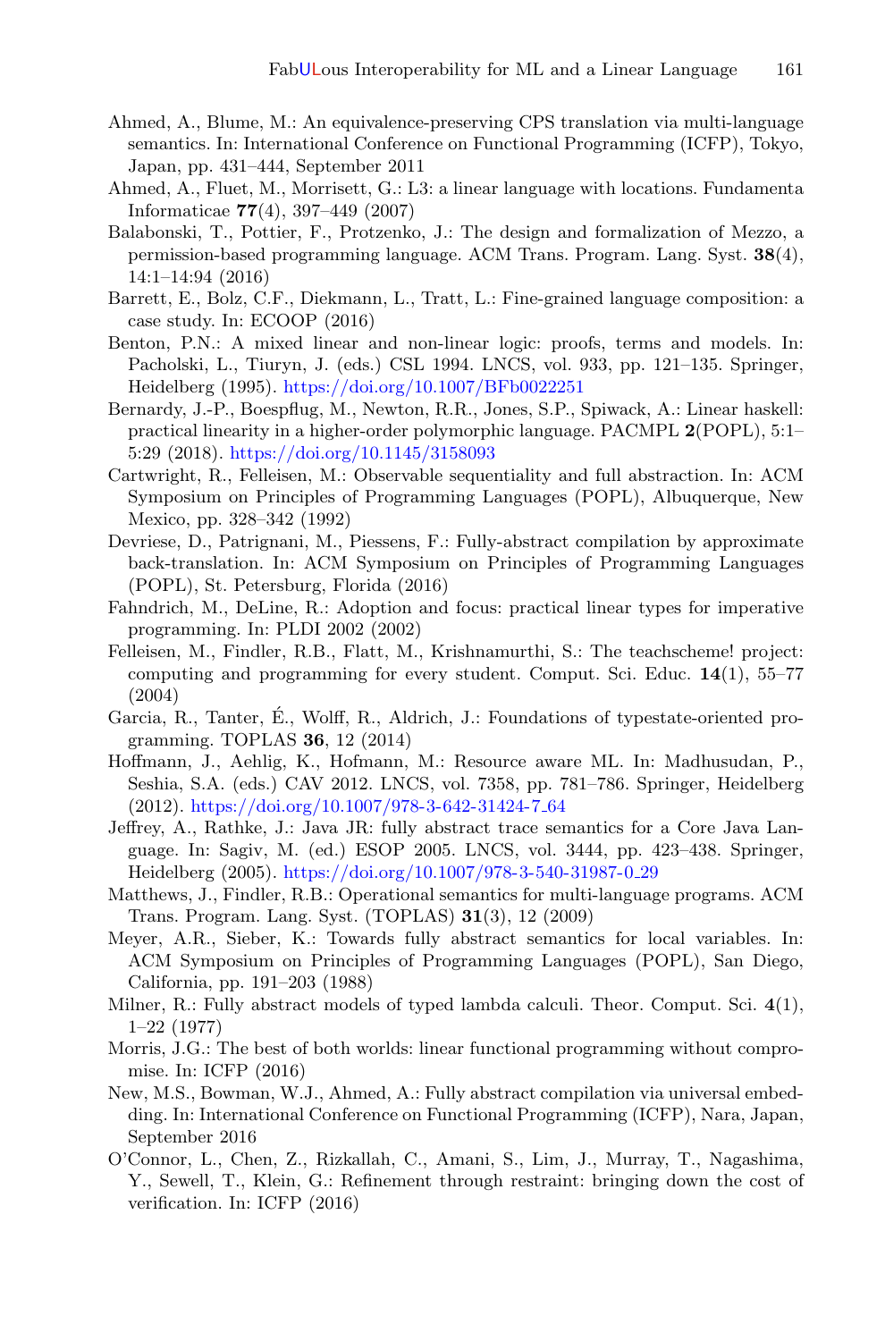Ahmed, A., Blume, M.: An equivalence-preserving CPS translation via multi-language semantics. In: International Conference on Functional Programming (ICFP), Tokyo, Japan, pp. 431–444, September 2011

Ahmed, A., Fluet, M., Morrisett, G.: L3: a linear language with locations. Fundamenta Informaticae **77**(4), 397–449 (2007)

Balabonski, T., Pottier, F., Protzenko, J.: The design and formalization of Mezzo, a permission-based programming language. ACM Trans. Program. Lang. Syst. **38**(4), 14:1–14:94 (2016)

Barrett, E., Bolz, C.F., Diekmann, L., Tratt, L.: Fine-grained language composition: a case study. In: ECOOP (2016)

Benton, P.N.: A mixed linear and non-linear logic: proofs, terms and models. In: Pacholski, L., Tiuryn, J. (eds.) CSL 1994. LNCS, vol. 933, pp. 121–135. Springer, Heidelberg (1995). https://doi.org/10.1007/BFb0022251

Bernardy, J.-P., Boespflug, M., Newton, R.R., Jones, S.P., Spiwack, A.: Linear haskell: practical linearity in a higher-order polymorphic language. PACMPL **2**(POPL), 5:1–5:29 (2018). https://doi.org/10.1145/3158093

Cartwright, R., Felleisen, M.: Observable sequentiality and full abstraction. In: ACM Symposium on Principles of Programming Languages (POPL), Albuquerque, New Mexico, pp. 328–342 (1992)

Devriese, D., Patrignani, M., Piessens, F.: Fully-abstract compilation by approximate back-translation. In: ACM Symposium on Principles of Programming Languages (POPL), St. Petersburg, Florida (2016)

Fahndrich, M., DeLine, R.: Adoption and focus: practical linear types for imperative programming. In: PLDI 2002 (2002)

Felleisen, M., Findler, R.B., Flatt, M., Krishnamurthi, S.: The teachscheme! project: computing and programming for every student. Comput. Sci. Educ. **14**(1), 55–77 (2004)

Garcia, R., Tanter, É., Wolff, R., Aldrich, J.: Foundations of typestate-oriented programming. TOPLAS **36**, 12 (2014)

Hoffmann, J., Aehlig, K., Hofmann, M.: Resource aware ML. In: Madhusudan, P., Seshia, S.A. (eds.) CAV 2012. LNCS, vol. 7358, pp. 781–786. Springer, Heidelberg (2012). https://doi.org/10.1007/978-3-642-31424-7_64

Jeffrey, A., Rathke, J.: Java JR: fully abstract trace semantics for a Core Java Language. In: Sagiv, M. (ed.) ESOP 2005. LNCS, vol. 3444, pp. 423–438. Springer, Heidelberg (2005). https://doi.org/10.1007/978-3-540-31987-0_29

Matthews, J., Findler, R.B.: Operational semantics for multi-language programs. ACM Trans. Program. Lang. Syst. (TOPLAS) **31**(3), 12 (2009)

Meyer, A.R., Sieber, K.: Towards fully abstract semantics for local variables. In: ACM Symposium on Principles of Programming Languages (POPL), San Diego, California, pp. 191–203 (1988)

Milner, R.: Fully abstract models of typed lambda calculi. Theor. Comput. Sci. **4**(1), 1–22 (1977)

Morris, J.G.: The best of both worlds: linear functional programming without compromise. In: ICFP (2016)

New, M.S., Bowman, W.J., Ahmed, A.: Fully abstract compilation via universal embedding. In: International Conference on Functional Programming (ICFP), Nara, Japan, September 2016

O'Connor, L., Chen, Z., Rizkallah, C., Amani, S., Lim, J., Murray, T., Nagashima, Y., Sewell, T., Klein, G.: Refinement through restraint: bringing down the cost of verification. In: ICFP (2016)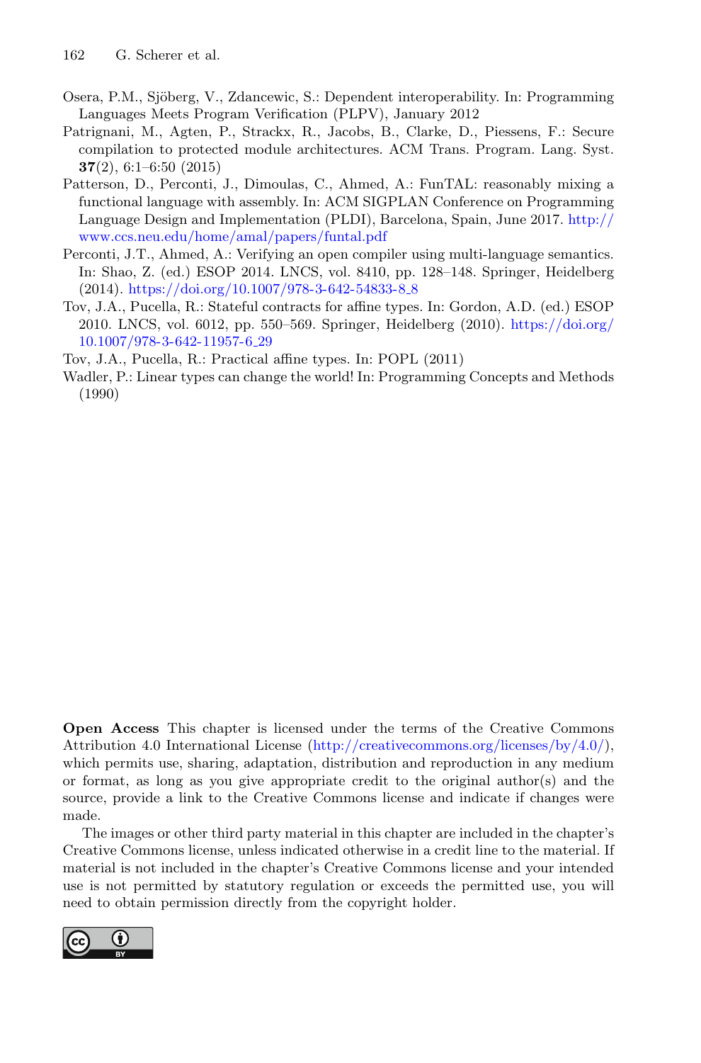Osera, P.M., Sjöberg, V., Zdancewic, S.: Dependent interoperability. In: Programming Languages Meets Program Verification (PLPV), January 2012

Patrignani, M., Agten, P., Strackx, R., Jacobs, B., Clarke, D., Piessens, F.: Secure compilation to protected module architectures. ACM Trans. Program. Lang. Syst. **37**(2), 6:1–6:50 (2015)

Patterson, D., Perconti, J., Dimoulas, C., Ahmed, A.: FunTAL: reasonably mixing a functional language with assembly. In: ACM SIGPLAN Conference on Programming Language Design and Implementation (PLDI), Barcelona, Spain, June 2017. http://www.ccs.neu.edu/home/amal/papers/funtal.pdf

Perconti, J.T., Ahmed, A.: Verifying an open compiler using multi-language semantics. In: Shao, Z. (ed.) ESOP 2014. LNCS, vol. 8410, pp. 128–148. Springer, Heidelberg (2014). https://doi.org/10.1007/978-3-642-54833-8_8

Tov, J.A., Pucella, R.: Stateful contracts for affine types. In: Gordon, A.D. (ed.) ESOP 2010. LNCS, vol. 6012, pp. 550–569. Springer, Heidelberg (2010). https://doi.org/10.1007/978-3-642-11957-6_29

Tov, J.A., Pucella, R.: Practical affine types. In: POPL (2011)

Wadler, P.: Linear types can change the world! In: Programming Concepts and Methods (1990)

**Open Access** This chapter is licensed under the terms of the Creative Commons Attribution 4.0 International License (http://creativecommons.org/licenses/by/4.0/), which permits use, sharing, adaptation, distribution and reproduction in any medium or format, as long as you give appropriate credit to the original author(s) and the source, provide a link to the Creative Commons license and indicate if changes were made.

The images or other third party material in this chapter are included in the chapter's Creative Commons license, unless indicated otherwise in a credit line to the material. If material is not included in the chapter's Creative Commons license and your intended use is not permitted by statutory regulation or exceeds the permitted use, you will need to obtain permission directly from the copyright holder.